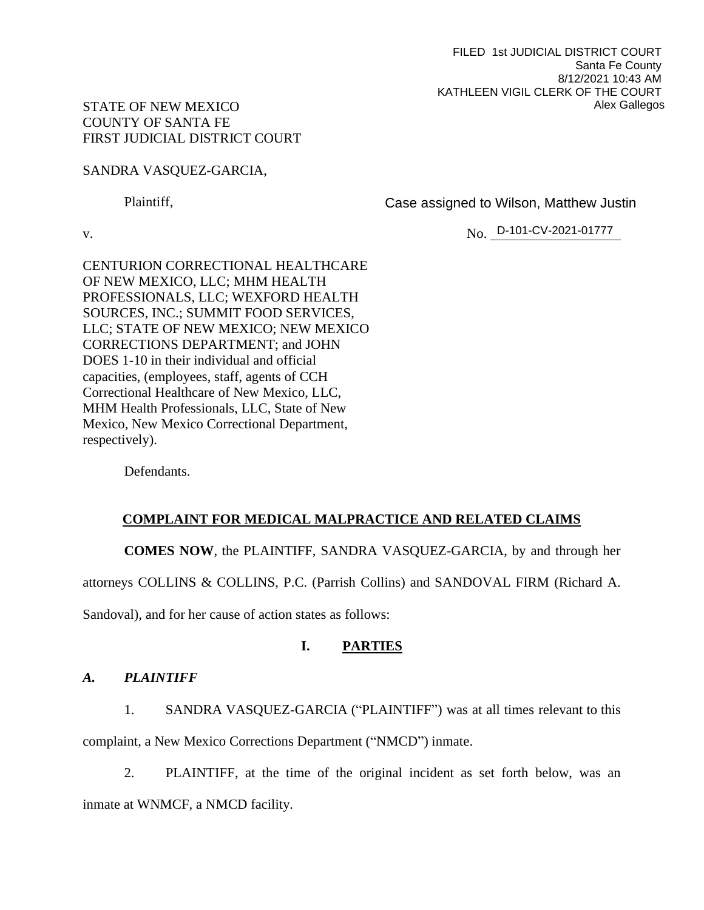FILED 1st JUDICIAL DISTRICT COURT
Santa Fe County
8/12/2021 10:43 AM
KATHLEEN VIGIL CLERK OF THE COURT
Alex Gallegos

STATE OF NEW MEXICO
COUNTY OF SANTA FE
FIRST JUDICIAL DISTRICT COURT

SANDRA VASQUEZ-GARCIA,

Plaintiff,

Case assigned to Wilson, Matthew Justin

v.

No. D-101-CV-2021-01777

CENTURION CORRECTIONAL HEALTHCARE OF NEW MEXICO, LLC; MHM HEALTH PROFESSIONALS, LLC; WEXFORD HEALTH SOURCES, INC.; SUMMIT FOOD SERVICES, LLC; STATE OF NEW MEXICO; NEW MEXICO CORRECTIONS DEPARTMENT; and JOHN DOES 1-10 in their individual and official capacities, (employees, staff, agents of CCH Correctional Healthcare of New Mexico, LLC, MHM Health Professionals, LLC, State of New Mexico, New Mexico Correctional Department, respectively).

Defendants.

## COMPLAINT FOR MEDICAL MALPRACTICE AND RELATED CLAIMS

**COMES NOW**, the PLAINTIFF, SANDRA VASQUEZ-GARCIA, by and through her attorneys COLLINS & COLLINS, P.C. (Parrish Collins) and SANDOVAL FIRM (Richard A. Sandoval), and for her cause of action states as follows:

## I. PARTIES

### *A. PLAINTIFF*

1. SANDRA VASQUEZ-GARCIA ("PLAINTIFF") was at all times relevant to this complaint, a New Mexico Corrections Department ("NMCD") inmate.

2. PLAINTIFF, at the time of the original incident as set forth below, was an inmate at WNMCF, a NMCD facility.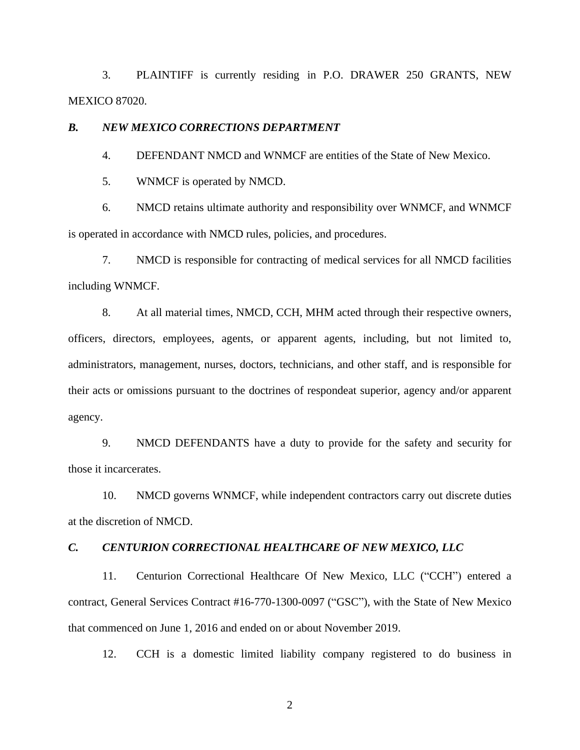3. PLAINTIFF is currently residing in P.O. DRAWER 250 GRANTS, NEW MEXICO 87020.

### *B. NEW MEXICO CORRECTIONS DEPARTMENT*

4. DEFENDANT NMCD and WNMCF are entities of the State of New Mexico.

5. WNMCF is operated by NMCD.

6. NMCD retains ultimate authority and responsibility over WNMCF, and WNMCF is operated in accordance with NMCD rules, policies, and procedures.

7. NMCD is responsible for contracting of medical services for all NMCD facilities including WNMCF.

8. At all material times, NMCD, CCH, MHM acted through their respective owners, officers, directors, employees, agents, or apparent agents, including, but not limited to, administrators, management, nurses, doctors, technicians, and other staff, and is responsible for their acts or omissions pursuant to the doctrines of respondeat superior, agency and/or apparent agency.

9. NMCD DEFENDANTS have a duty to provide for the safety and security for those it incarcerates.

10. NMCD governs WNMCF, while independent contractors carry out discrete duties at the discretion of NMCD.

### *C. CENTURION CORRECTIONAL HEALTHCARE OF NEW MEXICO, LLC*

11. Centurion Correctional Healthcare Of New Mexico, LLC ("CCH") entered a contract, General Services Contract #16-770-1300-0097 ("GSC"), with the State of New Mexico that commenced on June 1, 2016 and ended on or about November 2019.

12. CCH is a domestic limited liability company registered to do business in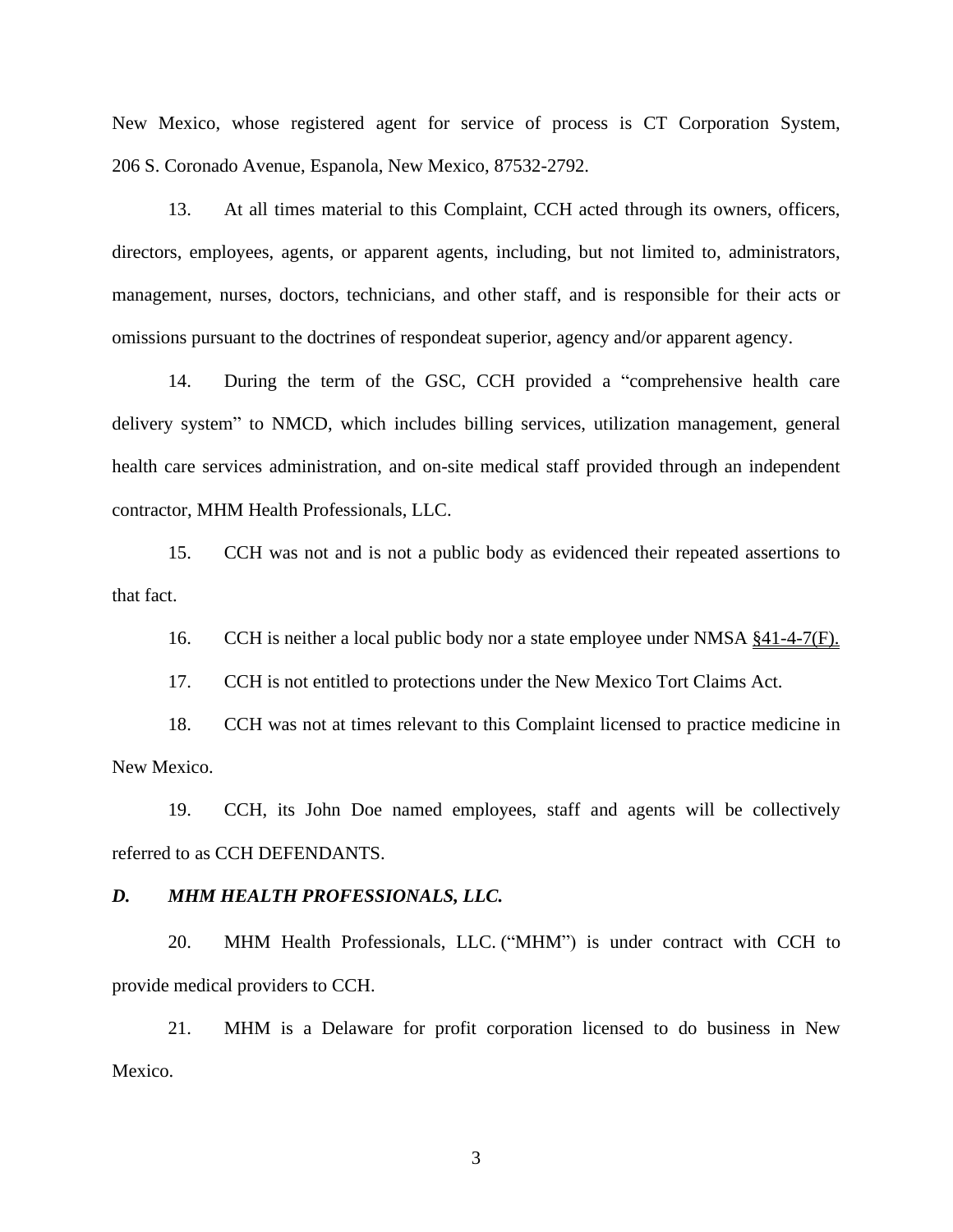New Mexico, whose registered agent for service of process is CT Corporation System, 206 S. Coronado Avenue, Espanola, New Mexico, 87532-2792.

13. At all times material to this Complaint, CCH acted through its owners, officers, directors, employees, agents, or apparent agents, including, but not limited to, administrators, management, nurses, doctors, technicians, and other staff, and is responsible for their acts or omissions pursuant to the doctrines of respondeat superior, agency and/or apparent agency.

14. During the term of the GSC, CCH provided a "comprehensive health care delivery system" to NMCD, which includes billing services, utilization management, general health care services administration, and on-site medical staff provided through an independent contractor, MHM Health Professionals, LLC.

15. CCH was not and is not a public body as evidenced their repeated assertions to that fact.

16. CCH is neither a local public body nor a state employee under NMSA §41-4-7(F).

17. CCH is not entitled to protections under the New Mexico Tort Claims Act.

18. CCH was not at times relevant to this Complaint licensed to practice medicine in New Mexico.

19. CCH, its John Doe named employees, staff and agents will be collectively referred to as CCH DEFENDANTS.

### *D. MHM HEALTH PROFESSIONALS, LLC.*

20. MHM Health Professionals, LLC. ("MHM") is under contract with CCH to provide medical providers to CCH.

21. MHM is a Delaware for profit corporation licensed to do business in New Mexico.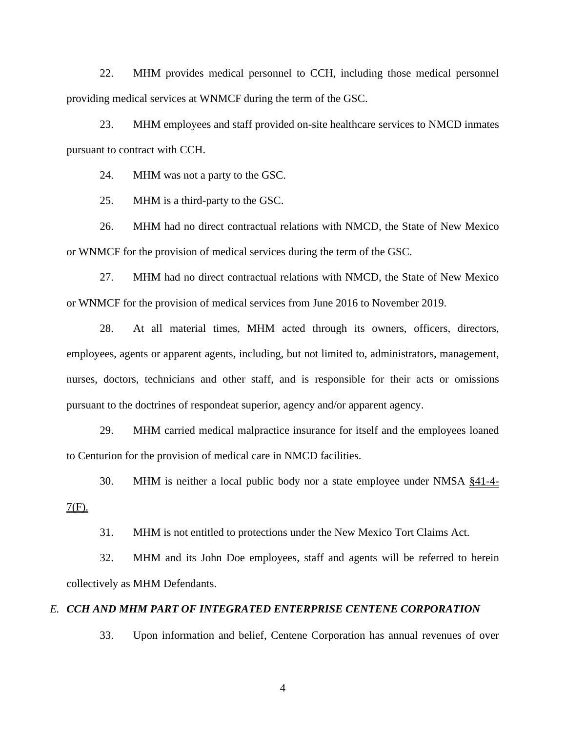22. MHM provides medical personnel to CCH, including those medical personnel providing medical services at WNMCF during the term of the GSC.

23. MHM employees and staff provided on-site healthcare services to NMCD inmates pursuant to contract with CCH.

24. MHM was not a party to the GSC.

25. MHM is a third-party to the GSC.

26. MHM had no direct contractual relations with NMCD, the State of New Mexico or WNMCF for the provision of medical services during the term of the GSC.

27. MHM had no direct contractual relations with NMCD, the State of New Mexico or WNMCF for the provision of medical services from June 2016 to November 2019.

28. At all material times, MHM acted through its owners, officers, directors, employees, agents or apparent agents, including, but not limited to, administrators, management, nurses, doctors, technicians and other staff, and is responsible for their acts or omissions pursuant to the doctrines of respondeat superior, agency and/or apparent agency.

29. MHM carried medical malpractice insurance for itself and the employees loaned to Centurion for the provision of medical care in NMCD facilities.

30. MHM is neither a local public body nor a state employee under NMSA §41-4-7(F).

31. MHM is not entitled to protections under the New Mexico Tort Claims Act.

32. MHM and its John Doe employees, staff and agents will be referred to herein collectively as MHM Defendants.

### *E. CCH AND MHM PART OF INTEGRATED ENTERPRISE CENTENE CORPORATION*

33. Upon information and belief, Centene Corporation has annual revenues of over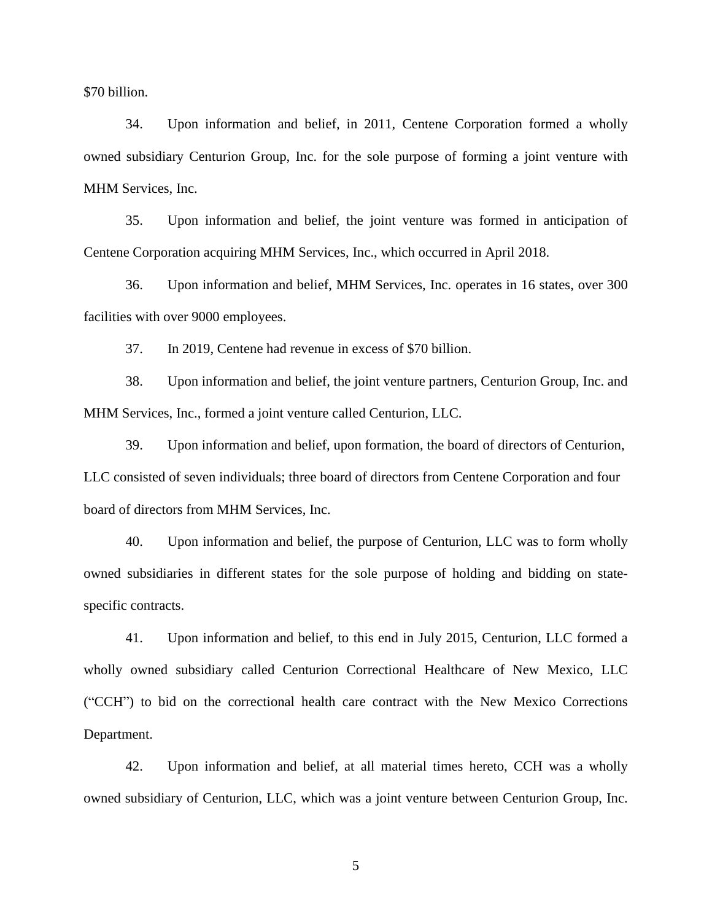$70 billion.

34. Upon information and belief, in 2011, Centene Corporation formed a wholly owned subsidiary Centurion Group, Inc. for the sole purpose of forming a joint venture with MHM Services, Inc.

35. Upon information and belief, the joint venture was formed in anticipation of Centene Corporation acquiring MHM Services, Inc., which occurred in April 2018.

36. Upon information and belief, MHM Services, Inc. operates in 16 states, over 300 facilities with over 9000 employees.

37. In 2019, Centene had revenue in excess of $70 billion.

38. Upon information and belief, the joint venture partners, Centurion Group, Inc. and MHM Services, Inc., formed a joint venture called Centurion, LLC.

39. Upon information and belief, upon formation, the board of directors of Centurion, LLC consisted of seven individuals; three board of directors from Centene Corporation and four board of directors from MHM Services, Inc.

40. Upon information and belief, the purpose of Centurion, LLC was to form wholly owned subsidiaries in different states for the sole purpose of holding and bidding on state-specific contracts.

41. Upon information and belief, to this end in July 2015, Centurion, LLC formed a wholly owned subsidiary called Centurion Correctional Healthcare of New Mexico, LLC ("CCH") to bid on the correctional health care contract with the New Mexico Corrections Department.

42. Upon information and belief, at all material times hereto, CCH was a wholly owned subsidiary of Centurion, LLC, which was a joint venture between Centurion Group, Inc.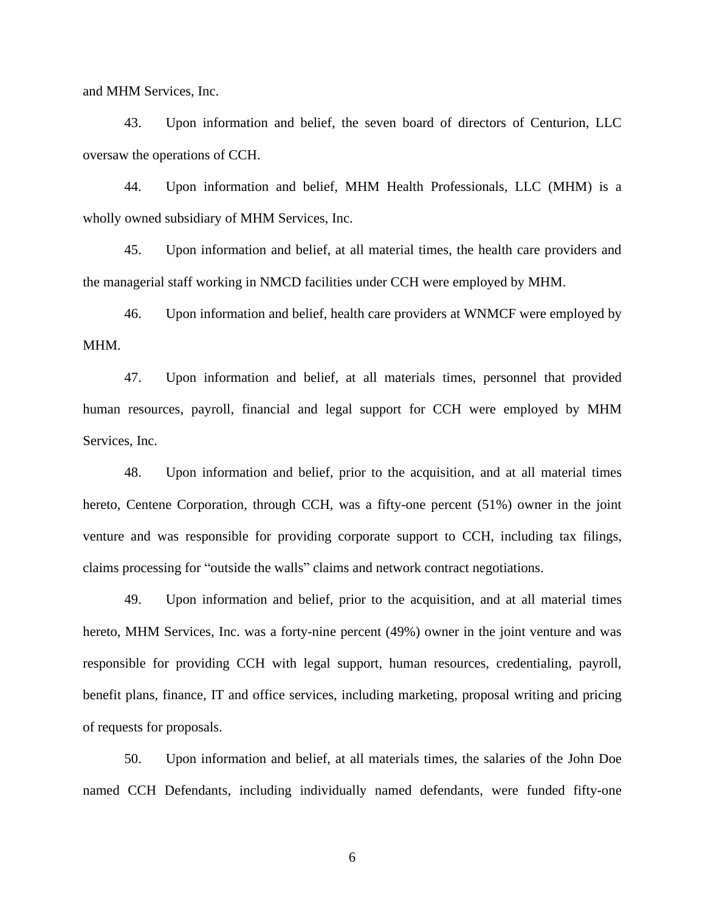and MHM Services, Inc.

43. Upon information and belief, the seven board of directors of Centurion, LLC oversaw the operations of CCH.

44. Upon information and belief, MHM Health Professionals, LLC (MHM) is a wholly owned subsidiary of MHM Services, Inc.

45. Upon information and belief, at all material times, the health care providers and the managerial staff working in NMCD facilities under CCH were employed by MHM.

46. Upon information and belief, health care providers at WNMCF were employed by MHM.

47. Upon information and belief, at all materials times, personnel that provided human resources, payroll, financial and legal support for CCH were employed by MHM Services, Inc.

48. Upon information and belief, prior to the acquisition, and at all material times hereto, Centene Corporation, through CCH, was a fifty-one percent (51%) owner in the joint venture and was responsible for providing corporate support to CCH, including tax filings, claims processing for "outside the walls" claims and network contract negotiations.

49. Upon information and belief, prior to the acquisition, and at all material times hereto, MHM Services, Inc. was a forty-nine percent (49%) owner in the joint venture and was responsible for providing CCH with legal support, human resources, credentialing, payroll, benefit plans, finance, IT and office services, including marketing, proposal writing and pricing of requests for proposals.

50. Upon information and belief, at all materials times, the salaries of the John Doe named CCH Defendants, including individually named defendants, were funded fifty-one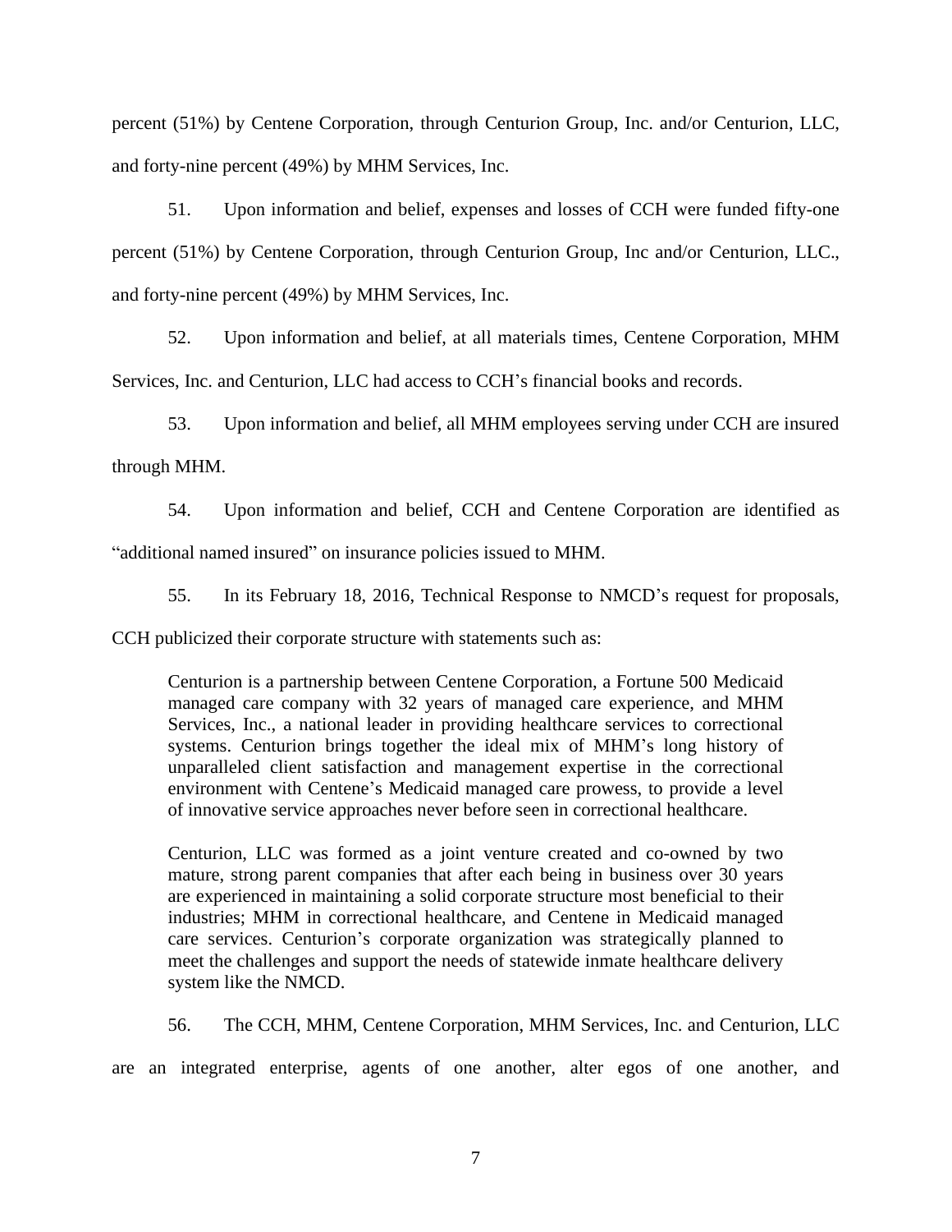percent (51%) by Centene Corporation, through Centurion Group, Inc. and/or Centurion, LLC, and forty-nine percent (49%) by MHM Services, Inc.

51. Upon information and belief, expenses and losses of CCH were funded fifty-one percent (51%) by Centene Corporation, through Centurion Group, Inc and/or Centurion, LLC., and forty-nine percent (49%) by MHM Services, Inc.

52. Upon information and belief, at all materials times, Centene Corporation, MHM Services, Inc. and Centurion, LLC had access to CCH's financial books and records.

53. Upon information and belief, all MHM employees serving under CCH are insured through MHM.

54. Upon information and belief, CCH and Centene Corporation are identified as "additional named insured" on insurance policies issued to MHM.

55. In its February 18, 2016, Technical Response to NMCD's request for proposals, CCH publicized their corporate structure with statements such as:

> Centurion is a partnership between Centene Corporation, a Fortune 500 Medicaid managed care company with 32 years of managed care experience, and MHM Services, Inc., a national leader in providing healthcare services to correctional systems. Centurion brings together the ideal mix of MHM's long history of unparalleled client satisfaction and management expertise in the correctional environment with Centene's Medicaid managed care prowess, to provide a level of innovative service approaches never before seen in correctional healthcare.
>
> Centurion, LLC was formed as a joint venture created and co-owned by two mature, strong parent companies that after each being in business over 30 years are experienced in maintaining a solid corporate structure most beneficial to their industries; MHM in correctional healthcare, and Centene in Medicaid managed care services. Centurion's corporate organization was strategically planned to meet the challenges and support the needs of statewide inmate healthcare delivery system like the NMCD.

56. The CCH, MHM, Centene Corporation, MHM Services, Inc. and Centurion, LLC are an integrated enterprise, agents of one another, alter egos of one another, and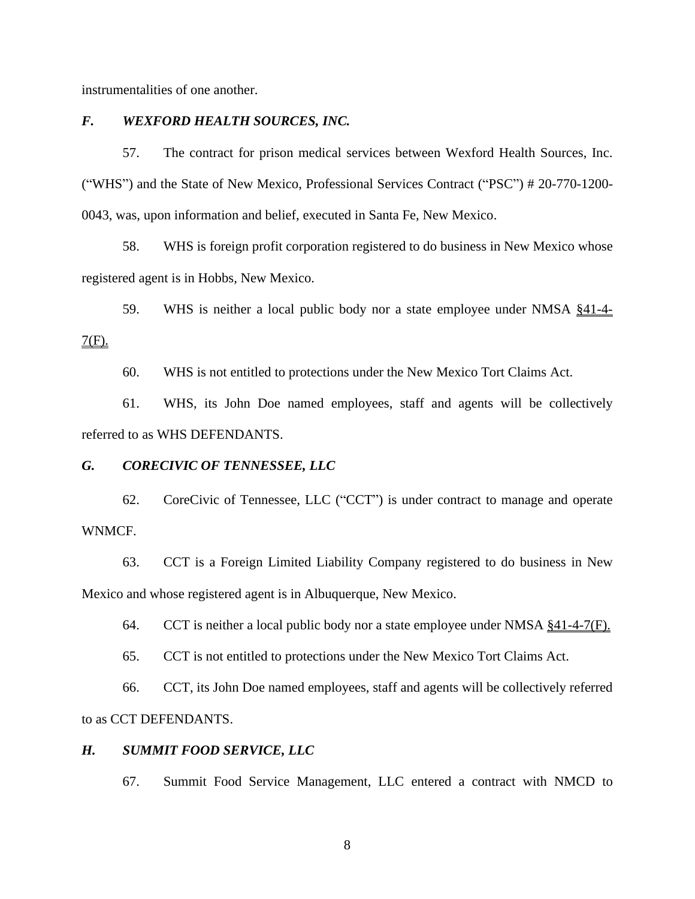instrumentalities of one another.

### *F. WEXFORD HEALTH SOURCES, INC.*

57. The contract for prison medical services between Wexford Health Sources, Inc. ("WHS") and the State of New Mexico, Professional Services Contract ("PSC") # 20-770-1200-0043, was, upon information and belief, executed in Santa Fe, New Mexico.

58. WHS is foreign profit corporation registered to do business in New Mexico whose registered agent is in Hobbs, New Mexico.

59. WHS is neither a local public body nor a state employee under NMSA §41-4-7(F).

60. WHS is not entitled to protections under the New Mexico Tort Claims Act.

61. WHS, its John Doe named employees, staff and agents will be collectively referred to as WHS DEFENDANTS.

### *G. CORECIVIC OF TENNESSEE, LLC*

62. CoreCivic of Tennessee, LLC ("CCT") is under contract to manage and operate WNMCF.

63. CCT is a Foreign Limited Liability Company registered to do business in New Mexico and whose registered agent is in Albuquerque, New Mexico.

64. CCT is neither a local public body nor a state employee under NMSA §41-4-7(F).

65. CCT is not entitled to protections under the New Mexico Tort Claims Act.

66. CCT, its John Doe named employees, staff and agents will be collectively referred to as CCT DEFENDANTS.

### *H. SUMMIT FOOD SERVICE, LLC*

67. Summit Food Service Management, LLC entered a contract with NMCD to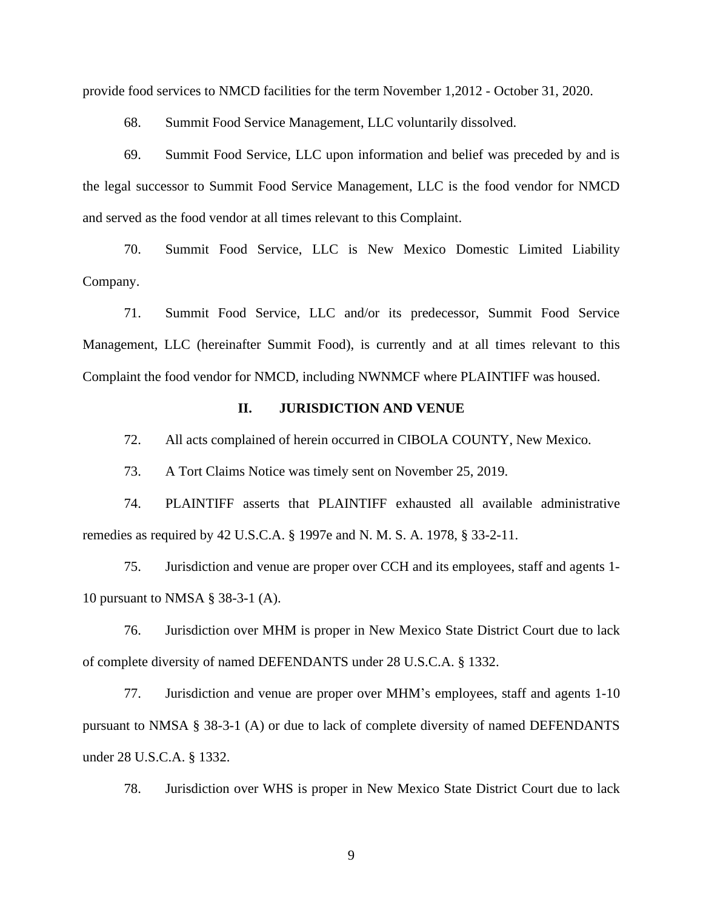provide food services to NMCD facilities for the term November 1,2012 - October 31, 2020.

68. Summit Food Service Management, LLC voluntarily dissolved.

69. Summit Food Service, LLC upon information and belief was preceded by and is the legal successor to Summit Food Service Management, LLC is the food vendor for NMCD and served as the food vendor at all times relevant to this Complaint.

70. Summit Food Service, LLC is New Mexico Domestic Limited Liability Company.

71. Summit Food Service, LLC and/or its predecessor, Summit Food Service Management, LLC (hereinafter Summit Food), is currently and at all times relevant to this Complaint the food vendor for NMCD, including NWNMCF where PLAINTIFF was housed.

## II. JURISDICTION AND VENUE

72. All acts complained of herein occurred in CIBOLA COUNTY, New Mexico.

73. A Tort Claims Notice was timely sent on November 25, 2019.

74. PLAINTIFF asserts that PLAINTIFF exhausted all available administrative remedies as required by 42 U.S.C.A. § 1997e and N. M. S. A. 1978, § 33-2-11.

75. Jurisdiction and venue are proper over CCH and its employees, staff and agents 1-10 pursuant to NMSA § 38-3-1 (A).

76. Jurisdiction over MHM is proper in New Mexico State District Court due to lack of complete diversity of named DEFENDANTS under 28 U.S.C.A. § 1332.

77. Jurisdiction and venue are proper over MHM's employees, staff and agents 1-10 pursuant to NMSA § 38-3-1 (A) or due to lack of complete diversity of named DEFENDANTS under 28 U.S.C.A. § 1332.

78. Jurisdiction over WHS is proper in New Mexico State District Court due to lack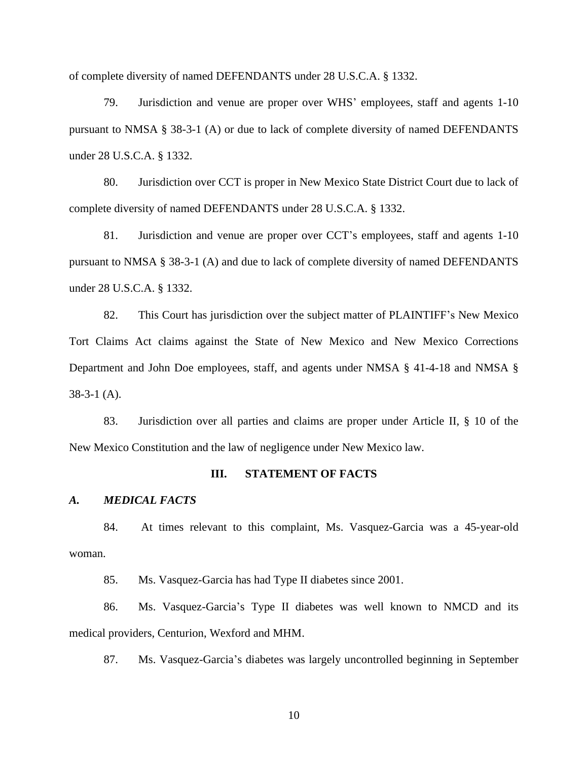of complete diversity of named DEFENDANTS under 28 U.S.C.A. § 1332.

79. Jurisdiction and venue are proper over WHS' employees, staff and agents 1-10 pursuant to NMSA § 38-3-1 (A) or due to lack of complete diversity of named DEFENDANTS under 28 U.S.C.A. § 1332.

80. Jurisdiction over CCT is proper in New Mexico State District Court due to lack of complete diversity of named DEFENDANTS under 28 U.S.C.A. § 1332.

81. Jurisdiction and venue are proper over CCT's employees, staff and agents 1-10 pursuant to NMSA § 38-3-1 (A) and due to lack of complete diversity of named DEFENDANTS under 28 U.S.C.A. § 1332.

82. This Court has jurisdiction over the subject matter of PLAINTIFF's New Mexico Tort Claims Act claims against the State of New Mexico and New Mexico Corrections Department and John Doe employees, staff, and agents under NMSA § 41-4-18 and NMSA § 38-3-1 (A).

83. Jurisdiction over all parties and claims are proper under Article II, § 10 of the New Mexico Constitution and the law of negligence under New Mexico law.

## III. STATEMENT OF FACTS

### *A. MEDICAL FACTS*

84. At times relevant to this complaint, Ms. Vasquez-Garcia was a 45-year-old woman.

85. Ms. Vasquez-Garcia has had Type II diabetes since 2001.

86. Ms. Vasquez-Garcia's Type II diabetes was well known to NMCD and its medical providers, Centurion, Wexford and MHM.

87. Ms. Vasquez-Garcia's diabetes was largely uncontrolled beginning in September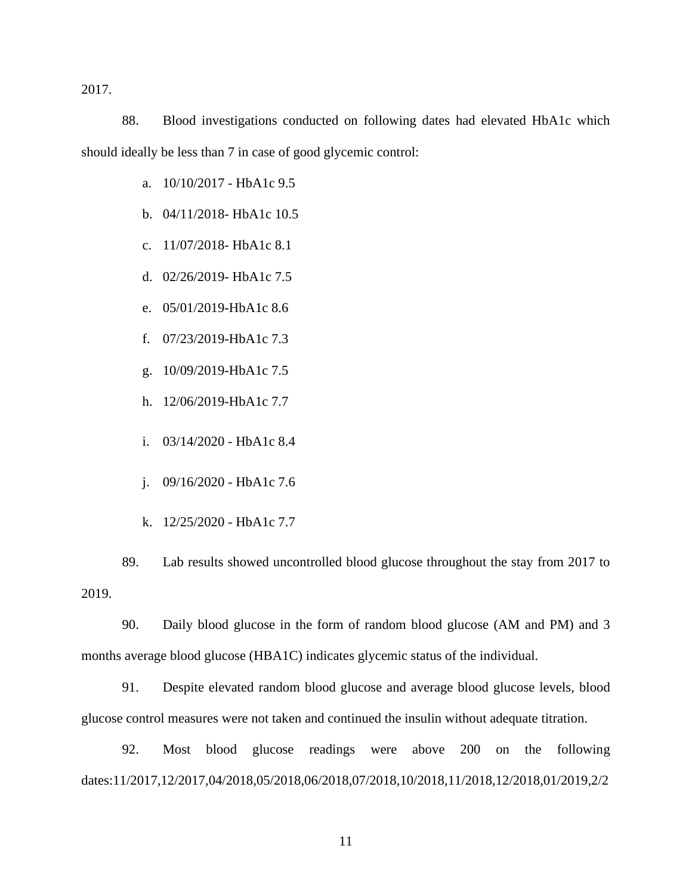2017.

88. Blood investigations conducted on following dates had elevated HbA1c which should ideally be less than 7 in case of good glycemic control:

a. 10/10/2017 - HbA1c 9.5

b. 04/11/2018- HbA1c 10.5

c. 11/07/2018- HbA1c 8.1

d. 02/26/2019- HbA1c 7.5

e. 05/01/2019-HbA1c 8.6

f. 07/23/2019-HbA1c 7.3

g. 10/09/2019-HbA1c 7.5

h. 12/06/2019-HbA1c 7.7

i. 03/14/2020 - HbA1c 8.4

j. 09/16/2020 - HbA1c 7.6

k. 12/25/2020 - HbA1c 7.7

89. Lab results showed uncontrolled blood glucose throughout the stay from 2017 to 2019.

90. Daily blood glucose in the form of random blood glucose (AM and PM) and 3 months average blood glucose (HBA1C) indicates glycemic status of the individual.

91. Despite elevated random blood glucose and average blood glucose levels, blood glucose control measures were not taken and continued the insulin without adequate titration.

92. Most blood glucose readings were above 200 on the following dates:11/2017,12/2017,04/2018,05/2018,06/2018,07/2018,10/2018,11/2018,12/2018,01/2019,2/2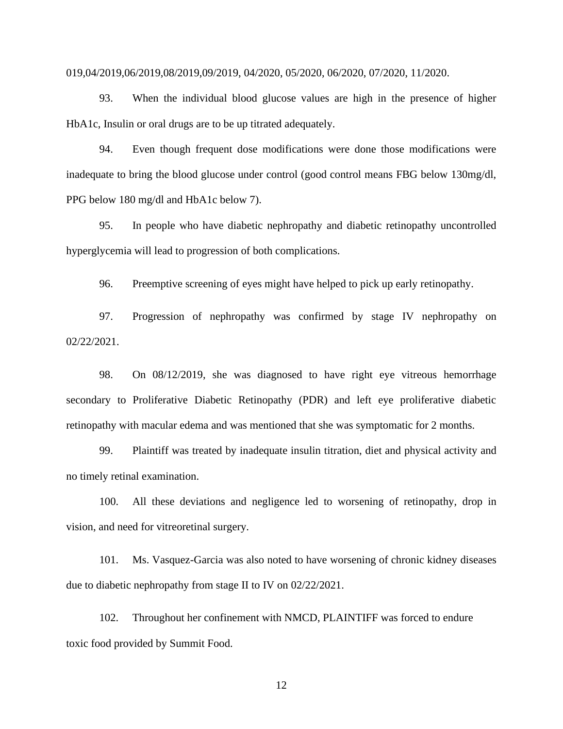019,04/2019,06/2019,08/2019,09/2019, 04/2020, 05/2020, 06/2020, 07/2020, 11/2020.

93. When the individual blood glucose values are high in the presence of higher HbA1c, Insulin or oral drugs are to be up titrated adequately.

94. Even though frequent dose modifications were done those modifications were inadequate to bring the blood glucose under control (good control means FBG below 130mg/dl, PPG below 180 mg/dl and HbA1c below 7).

95. In people who have diabetic nephropathy and diabetic retinopathy uncontrolled hyperglycemia will lead to progression of both complications.

96. Preemptive screening of eyes might have helped to pick up early retinopathy.

97. Progression of nephropathy was confirmed by stage IV nephropathy on 02/22/2021.

98. On 08/12/2019, she was diagnosed to have right eye vitreous hemorrhage secondary to Proliferative Diabetic Retinopathy (PDR) and left eye proliferative diabetic retinopathy with macular edema and was mentioned that she was symptomatic for 2 months.

99. Plaintiff was treated by inadequate insulin titration, diet and physical activity and no timely retinal examination.

100. All these deviations and negligence led to worsening of retinopathy, drop in vision, and need for vitreoretinal surgery.

101. Ms. Vasquez-Garcia was also noted to have worsening of chronic kidney diseases due to diabetic nephropathy from stage II to IV on 02/22/2021.

102. Throughout her confinement with NMCD, PLAINTIFF was forced to endure toxic food provided by Summit Food.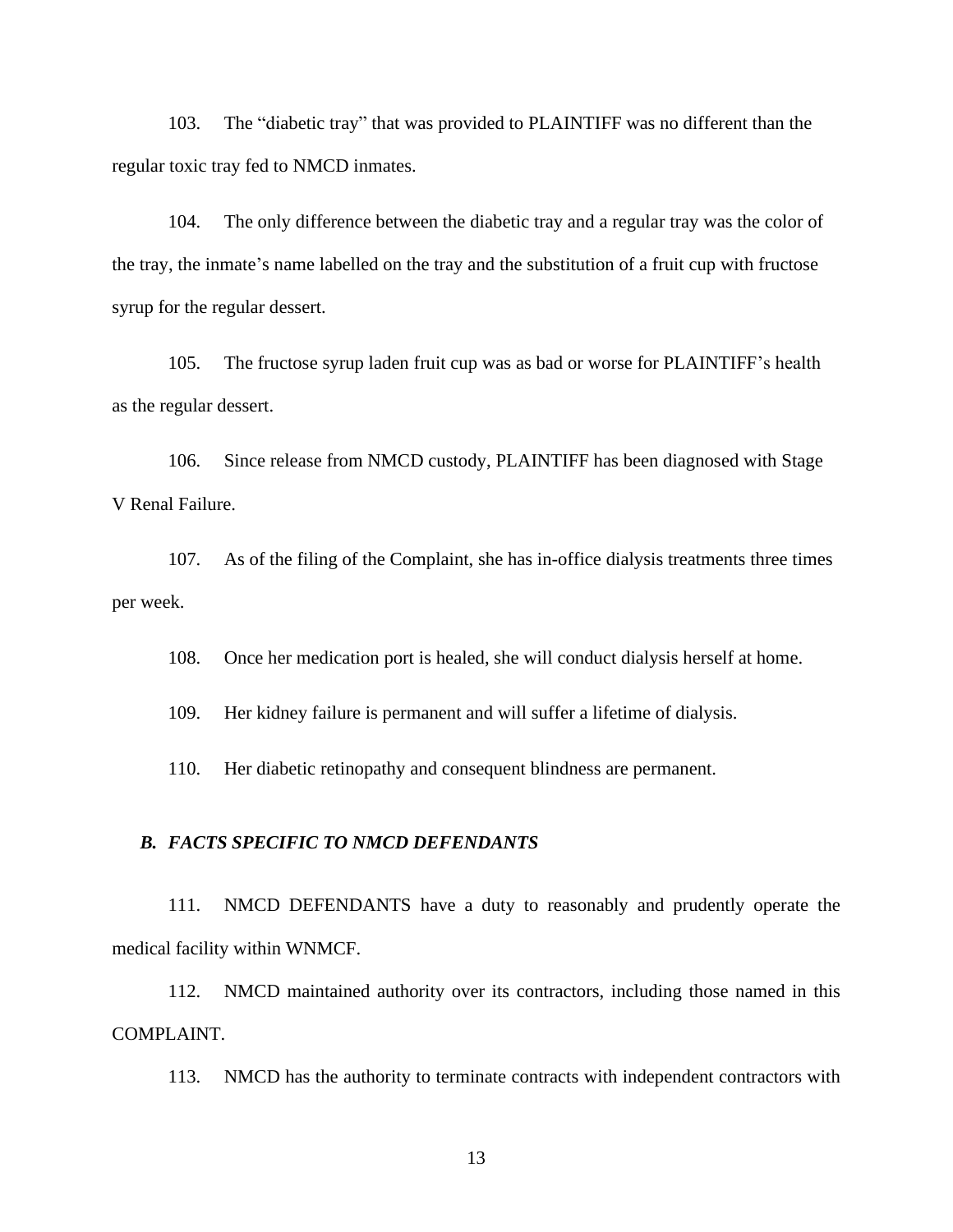103. The "diabetic tray" that was provided to PLAINTIFF was no different than the regular toxic tray fed to NMCD inmates.

104. The only difference between the diabetic tray and a regular tray was the color of the tray, the inmate's name labelled on the tray and the substitution of a fruit cup with fructose syrup for the regular dessert.

105. The fructose syrup laden fruit cup was as bad or worse for PLAINTIFF's health as the regular dessert.

106. Since release from NMCD custody, PLAINTIFF has been diagnosed with Stage V Renal Failure.

107. As of the filing of the Complaint, she has in-office dialysis treatments three times per week.

108. Once her medication port is healed, she will conduct dialysis herself at home.

109. Her kidney failure is permanent and will suffer a lifetime of dialysis.

110. Her diabetic retinopathy and consequent blindness are permanent.

### *B. FACTS SPECIFIC TO NMCD DEFENDANTS*

111. NMCD DEFENDANTS have a duty to reasonably and prudently operate the medical facility within WNMCF.

112. NMCD maintained authority over its contractors, including those named in this COMPLAINT.

113. NMCD has the authority to terminate contracts with independent contractors with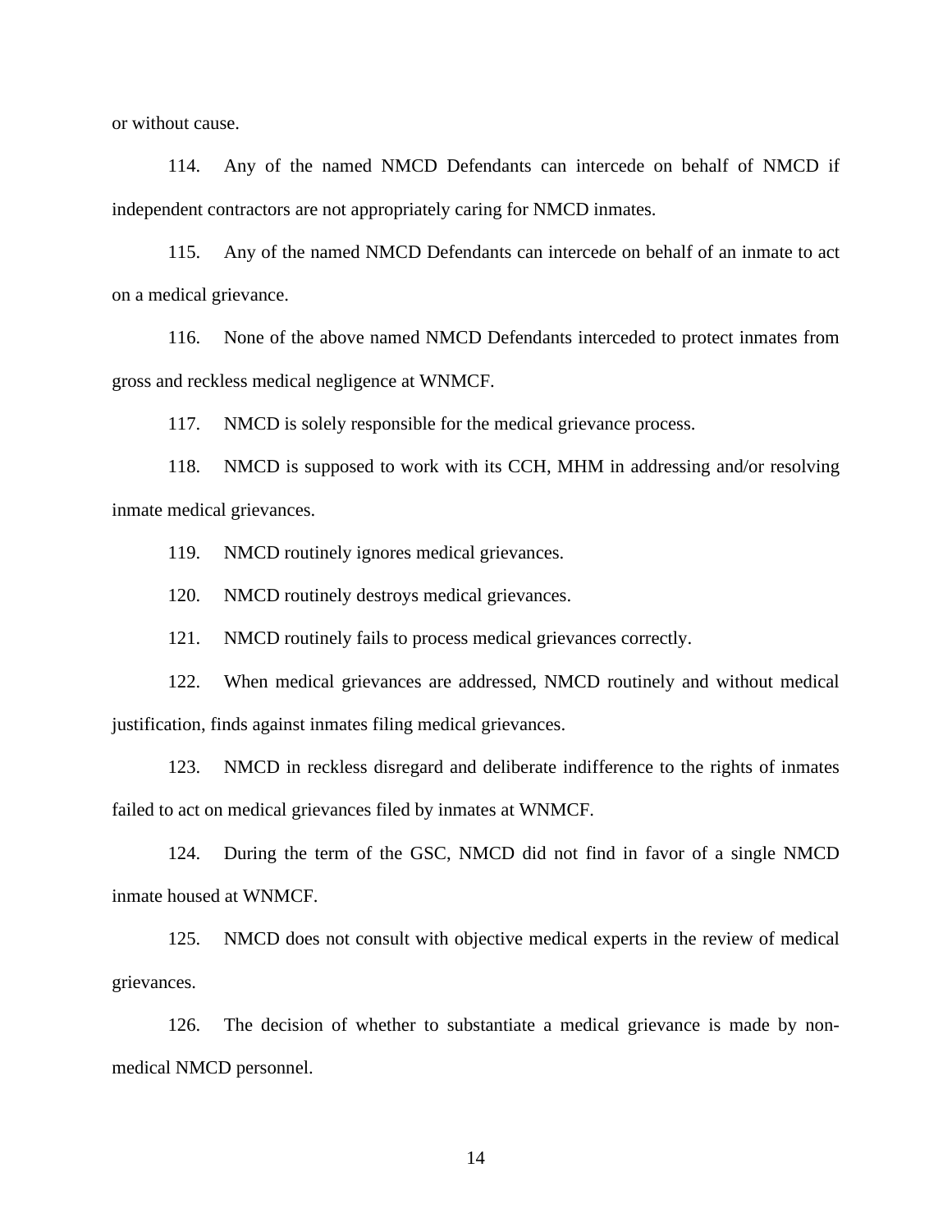or without cause.

114. Any of the named NMCD Defendants can intercede on behalf of NMCD if independent contractors are not appropriately caring for NMCD inmates.

115. Any of the named NMCD Defendants can intercede on behalf of an inmate to act on a medical grievance.

116. None of the above named NMCD Defendants interceded to protect inmates from gross and reckless medical negligence at WNMCF.

117. NMCD is solely responsible for the medical grievance process.

118. NMCD is supposed to work with its CCH, MHM in addressing and/or resolving inmate medical grievances.

119. NMCD routinely ignores medical grievances.

120. NMCD routinely destroys medical grievances.

121. NMCD routinely fails to process medical grievances correctly.

122. When medical grievances are addressed, NMCD routinely and without medical justification, finds against inmates filing medical grievances.

123. NMCD in reckless disregard and deliberate indifference to the rights of inmates failed to act on medical grievances filed by inmates at WNMCF.

124. During the term of the GSC, NMCD did not find in favor of a single NMCD inmate housed at WNMCF.

125. NMCD does not consult with objective medical experts in the review of medical grievances.

126. The decision of whether to substantiate a medical grievance is made by non-medical NMCD personnel.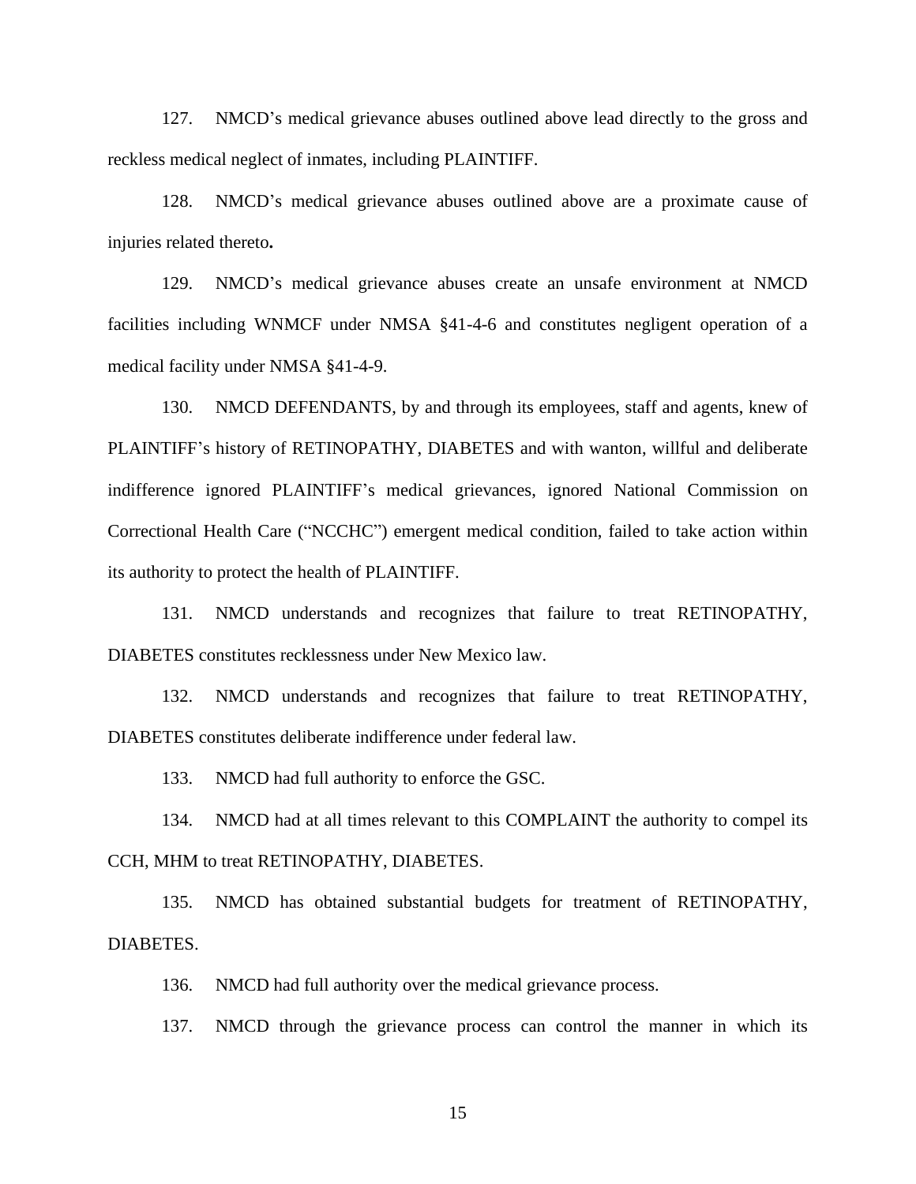127. NMCD's medical grievance abuses outlined above lead directly to the gross and reckless medical neglect of inmates, including PLAINTIFF.

128. NMCD's medical grievance abuses outlined above are a proximate cause of injuries related thereto**.**

129. NMCD's medical grievance abuses create an unsafe environment at NMCD facilities including WNMCF under NMSA §41-4-6 and constitutes negligent operation of a medical facility under NMSA §41-4-9.

130. NMCD DEFENDANTS, by and through its employees, staff and agents, knew of PLAINTIFF's history of RETINOPATHY, DIABETES and with wanton, willful and deliberate indifference ignored PLAINTIFF's medical grievances, ignored National Commission on Correctional Health Care ("NCCHC") emergent medical condition, failed to take action within its authority to protect the health of PLAINTIFF.

131. NMCD understands and recognizes that failure to treat RETINOPATHY, DIABETES constitutes recklessness under New Mexico law.

132. NMCD understands and recognizes that failure to treat RETINOPATHY, DIABETES constitutes deliberate indifference under federal law.

133. NMCD had full authority to enforce the GSC.

134. NMCD had at all times relevant to this COMPLAINT the authority to compel its CCH, MHM to treat RETINOPATHY, DIABETES.

135. NMCD has obtained substantial budgets for treatment of RETINOPATHY, DIABETES.

136. NMCD had full authority over the medical grievance process.

137. NMCD through the grievance process can control the manner in which its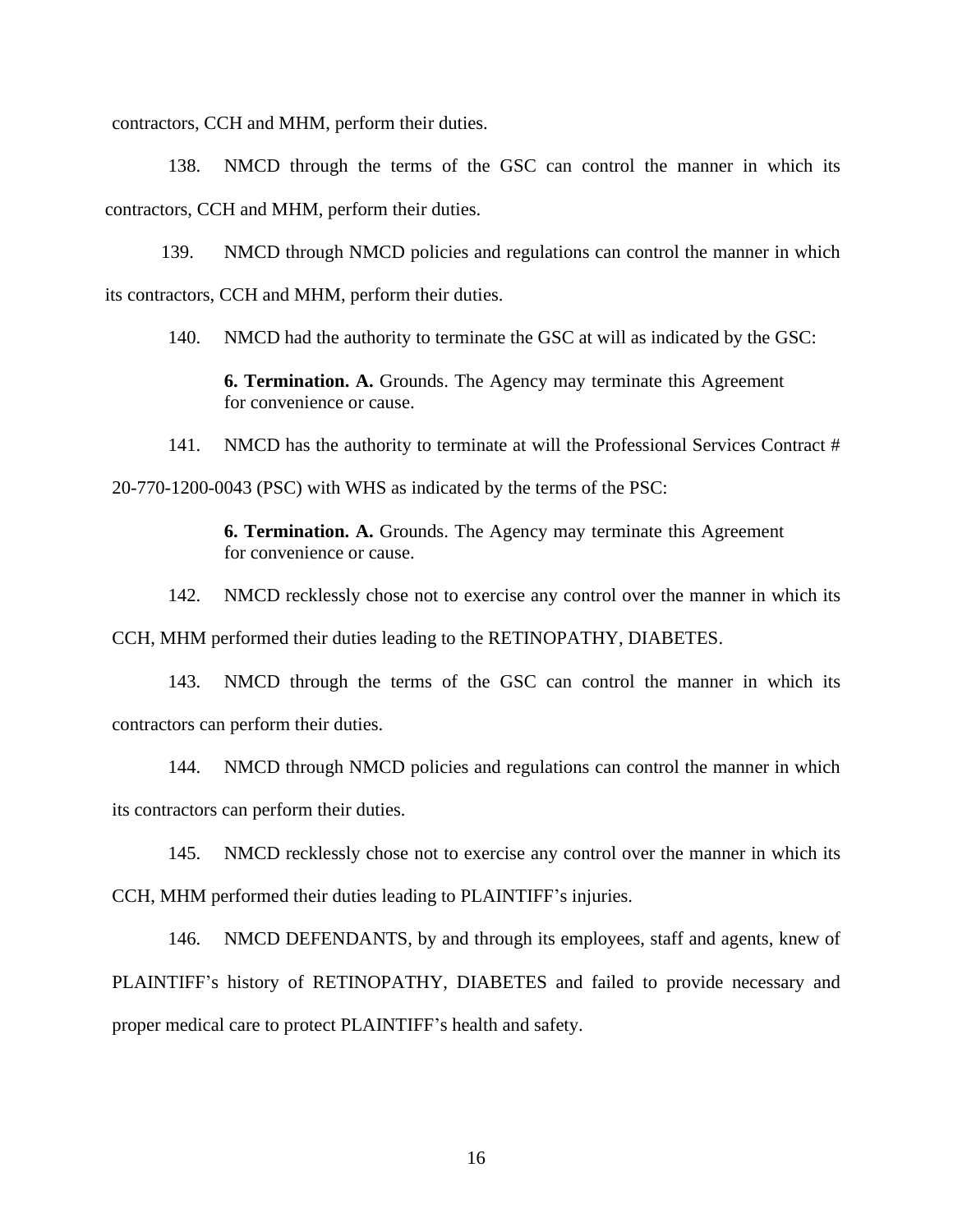contractors, CCH and MHM, perform their duties.

138. NMCD through the terms of the GSC can control the manner in which its contractors, CCH and MHM, perform their duties.

139. NMCD through NMCD policies and regulations can control the manner in which its contractors, CCH and MHM, perform their duties.

140. NMCD had the authority to terminate the GSC at will as indicated by the GSC:

> **6. Termination. A.** Grounds. The Agency may terminate this Agreement for convenience or cause.

141. NMCD has the authority to terminate at will the Professional Services Contract # 20-770-1200-0043 (PSC) with WHS as indicated by the terms of the PSC:

> **6. Termination. A.** Grounds. The Agency may terminate this Agreement for convenience or cause.

142. NMCD recklessly chose not to exercise any control over the manner in which its CCH, MHM performed their duties leading to the RETINOPATHY, DIABETES.

143. NMCD through the terms of the GSC can control the manner in which its contractors can perform their duties.

144. NMCD through NMCD policies and regulations can control the manner in which its contractors can perform their duties.

145. NMCD recklessly chose not to exercise any control over the manner in which its CCH, MHM performed their duties leading to PLAINTIFF's injuries.

146. NMCD DEFENDANTS, by and through its employees, staff and agents, knew of PLAINTIFF's history of RETINOPATHY, DIABETES and failed to provide necessary and proper medical care to protect PLAINTIFF's health and safety.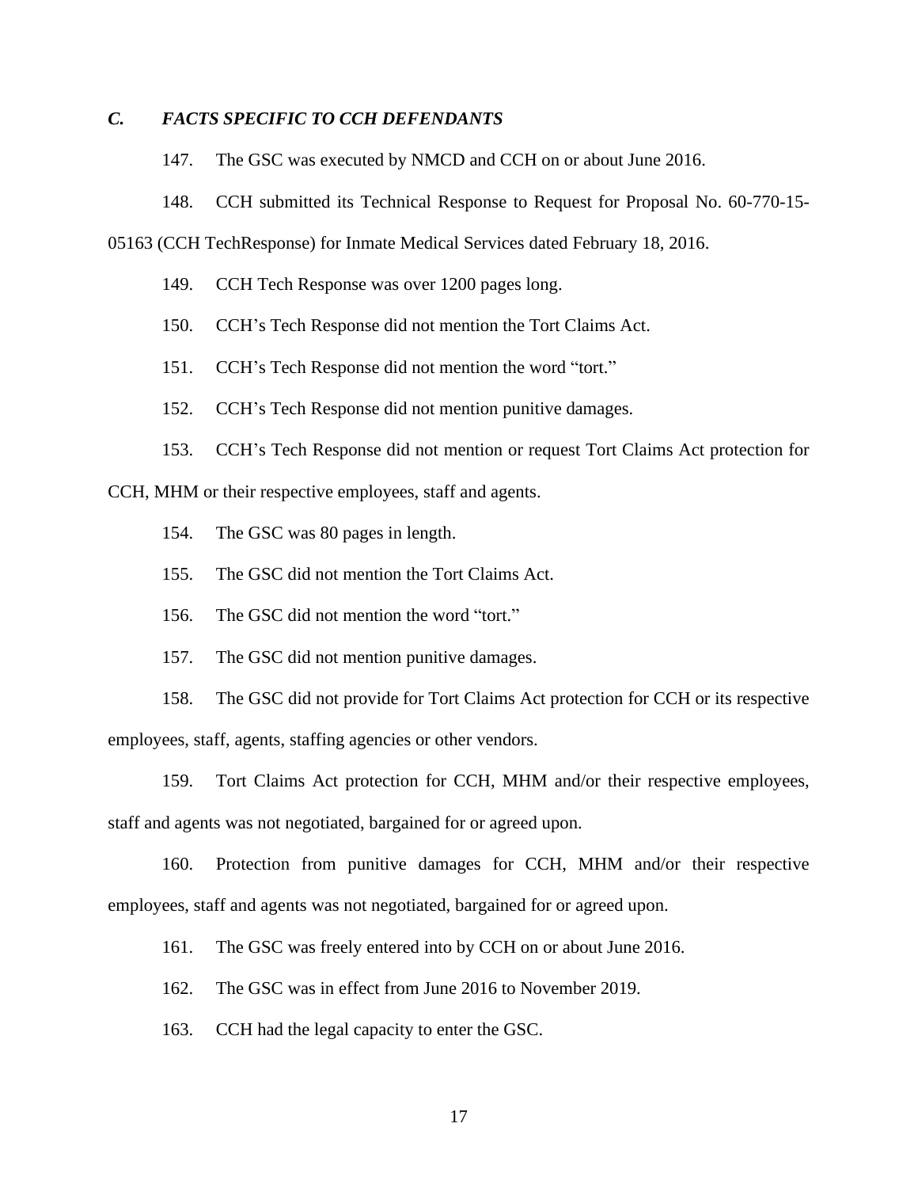### *C. FACTS SPECIFIC TO CCH DEFENDANTS*

147. The GSC was executed by NMCD and CCH on or about June 2016.

148. CCH submitted its Technical Response to Request for Proposal No. 60-770-15-05163 (CCH TechResponse) for Inmate Medical Services dated February 18, 2016.

149. CCH Tech Response was over 1200 pages long.

150. CCH's Tech Response did not mention the Tort Claims Act.

151. CCH's Tech Response did not mention the word "tort."

152. CCH's Tech Response did not mention punitive damages.

153. CCH's Tech Response did not mention or request Tort Claims Act protection for CCH, MHM or their respective employees, staff and agents.

154. The GSC was 80 pages in length.

155. The GSC did not mention the Tort Claims Act.

156. The GSC did not mention the word "tort."

157. The GSC did not mention punitive damages.

158. The GSC did not provide for Tort Claims Act protection for CCH or its respective employees, staff, agents, staffing agencies or other vendors.

159. Tort Claims Act protection for CCH, MHM and/or their respective employees, staff and agents was not negotiated, bargained for or agreed upon.

160. Protection from punitive damages for CCH, MHM and/or their respective employees, staff and agents was not negotiated, bargained for or agreed upon.

161. The GSC was freely entered into by CCH on or about June 2016.

162. The GSC was in effect from June 2016 to November 2019.

163. CCH had the legal capacity to enter the GSC.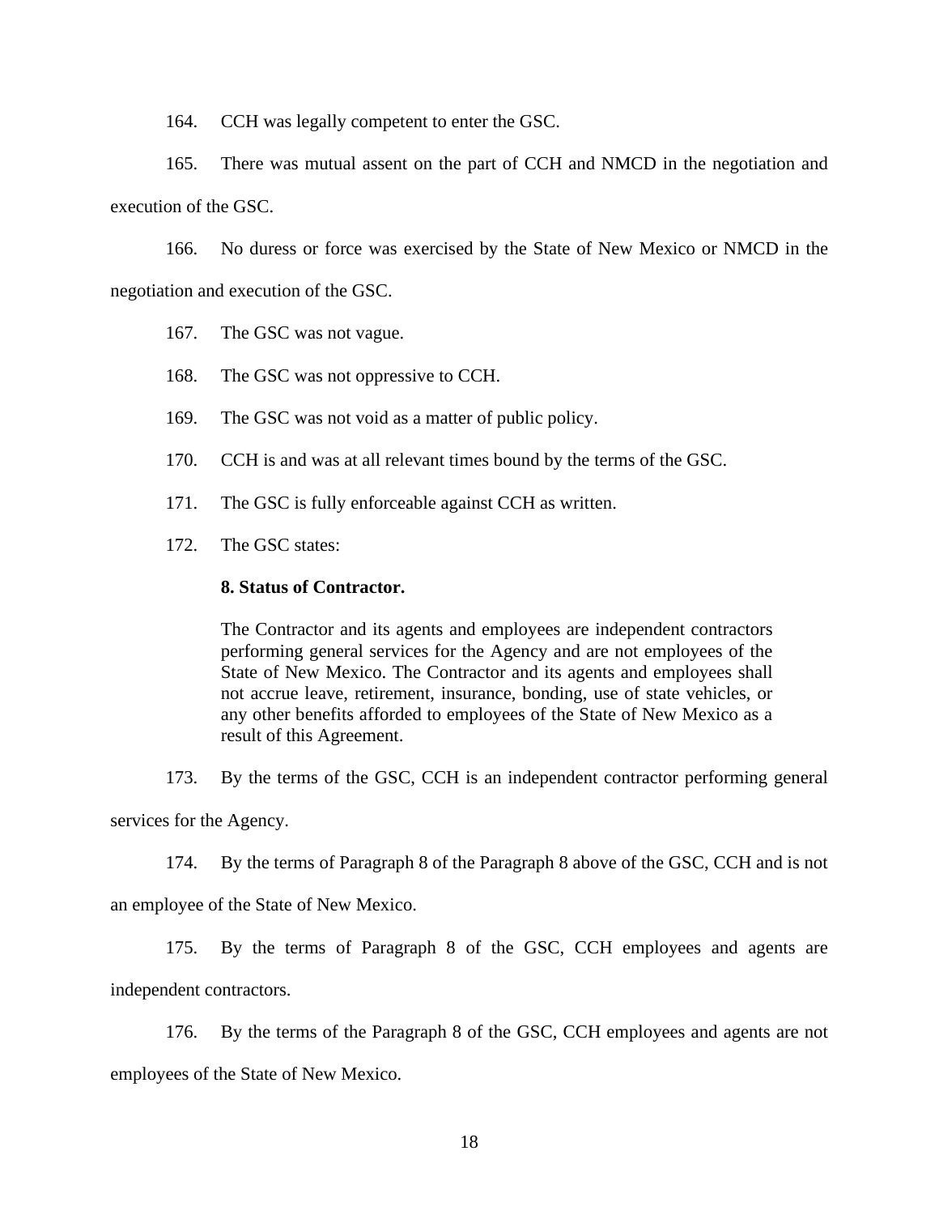164. CCH was legally competent to enter the GSC.

165. There was mutual assent on the part of CCH and NMCD in the negotiation and execution of the GSC.

166. No duress or force was exercised by the State of New Mexico or NMCD in the negotiation and execution of the GSC.

167. The GSC was not vague.

168. The GSC was not oppressive to CCH.

169. The GSC was not void as a matter of public policy.

170. CCH is and was at all relevant times bound by the terms of the GSC.

171. The GSC is fully enforceable against CCH as written.

172. The GSC states:

> **8. Status of Contractor.**
>
> The Contractor and its agents and employees are independent contractors performing general services for the Agency and are not employees of the State of New Mexico. The Contractor and its agents and employees shall not accrue leave, retirement, insurance, bonding, use of state vehicles, or any other benefits afforded to employees of the State of New Mexico as a result of this Agreement.

173. By the terms of the GSC, CCH is an independent contractor performing general services for the Agency.

174. By the terms of Paragraph 8 of the Paragraph 8 above of the GSC, CCH and is not an employee of the State of New Mexico.

175. By the terms of Paragraph 8 of the GSC, CCH employees and agents are independent contractors.

176. By the terms of the Paragraph 8 of the GSC, CCH employees and agents are not employees of the State of New Mexico.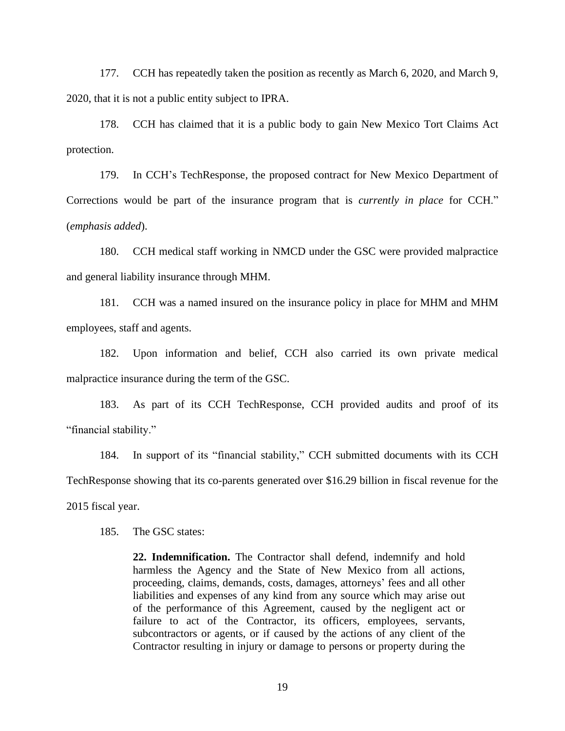177. CCH has repeatedly taken the position as recently as March 6, 2020, and March 9, 2020, that it is not a public entity subject to IPRA.

178. CCH has claimed that it is a public body to gain New Mexico Tort Claims Act protection.

179. In CCH's TechResponse, the proposed contract for New Mexico Department of Corrections would be part of the insurance program that is *currently in place* for CCH." (*emphasis added*).

180. CCH medical staff working in NMCD under the GSC were provided malpractice and general liability insurance through MHM.

181. CCH was a named insured on the insurance policy in place for MHM and MHM employees, staff and agents.

182. Upon information and belief, CCH also carried its own private medical malpractice insurance during the term of the GSC.

183. As part of its CCH TechResponse, CCH provided audits and proof of its "financial stability."

184. In support of its "financial stability," CCH submitted documents with its CCH TechResponse showing that its co-parents generated over $16.29 billion in fiscal revenue for the 2015 fiscal year.

185. The GSC states:

> **22. Indemnification.** The Contractor shall defend, indemnify and hold harmless the Agency and the State of New Mexico from all actions, proceeding, claims, demands, costs, damages, attorneys' fees and all other liabilities and expenses of any kind from any source which may arise out of the performance of this Agreement, caused by the negligent act or failure to act of the Contractor, its officers, employees, servants, subcontractors or agents, or if caused by the actions of any client of the Contractor resulting in injury or damage to persons or property during the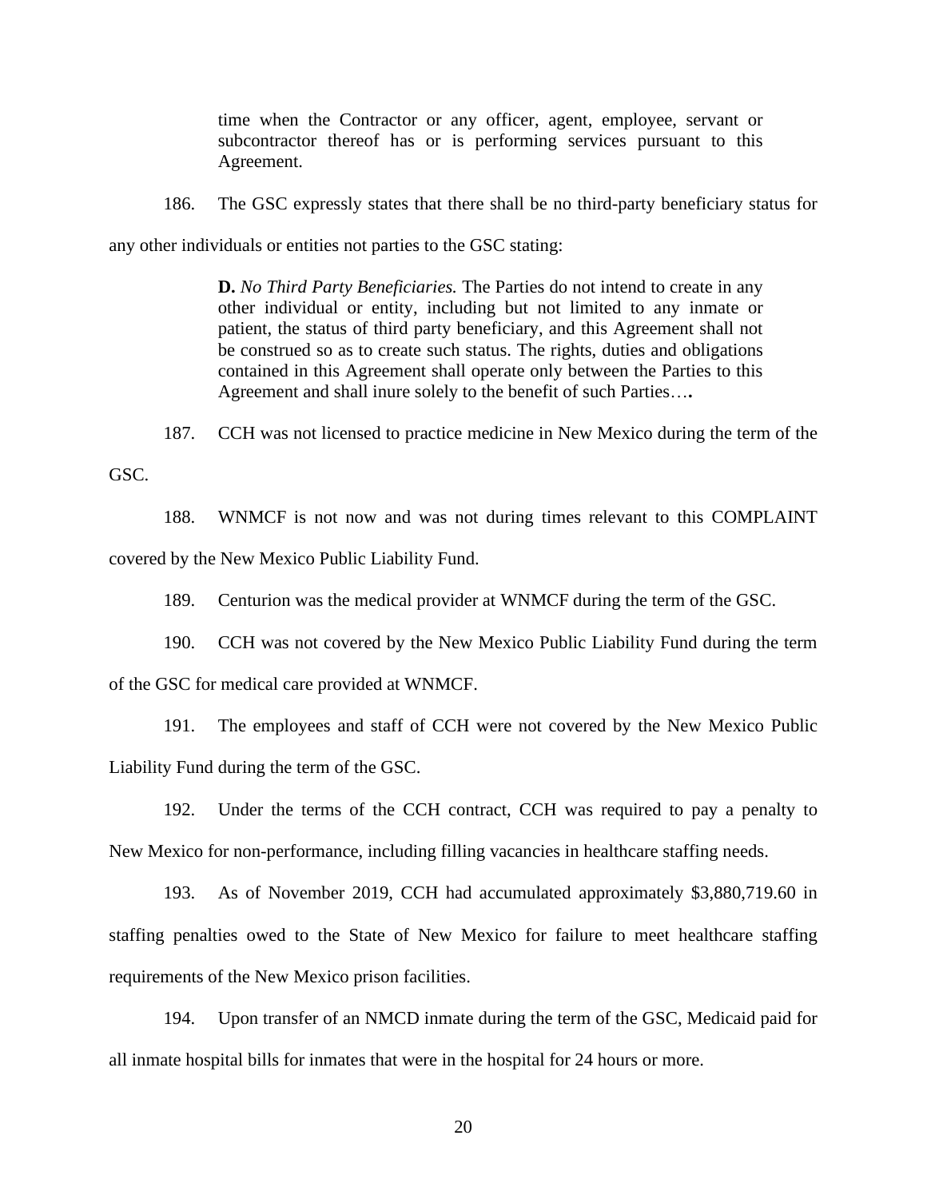> time when the Contractor or any officer, agent, employee, servant or subcontractor thereof has or is performing services pursuant to this Agreement.

186. The GSC expressly states that there shall be no third-party beneficiary status for any other individuals or entities not parties to the GSC stating:

> **D.** *No Third Party Beneficiaries.* The Parties do not intend to create in any other individual or entity, including but not limited to any inmate or patient, the status of third party beneficiary, and this Agreement shall not be construed so as to create such status. The rights, duties and obligations contained in this Agreement shall operate only between the Parties to this Agreement and shall inure solely to the benefit of such Parties….

187. CCH was not licensed to practice medicine in New Mexico during the term of the GSC.

188. WNMCF is not now and was not during times relevant to this COMPLAINT covered by the New Mexico Public Liability Fund.

189. Centurion was the medical provider at WNMCF during the term of the GSC.

190. CCH was not covered by the New Mexico Public Liability Fund during the term of the GSC for medical care provided at WNMCF.

191. The employees and staff of CCH were not covered by the New Mexico Public Liability Fund during the term of the GSC.

192. Under the terms of the CCH contract, CCH was required to pay a penalty to New Mexico for non-performance, including filling vacancies in healthcare staffing needs.

193. As of November 2019, CCH had accumulated approximately $3,880,719.60 in staffing penalties owed to the State of New Mexico for failure to meet healthcare staffing requirements of the New Mexico prison facilities.

194. Upon transfer of an NMCD inmate during the term of the GSC, Medicaid paid for all inmate hospital bills for inmates that were in the hospital for 24 hours or more.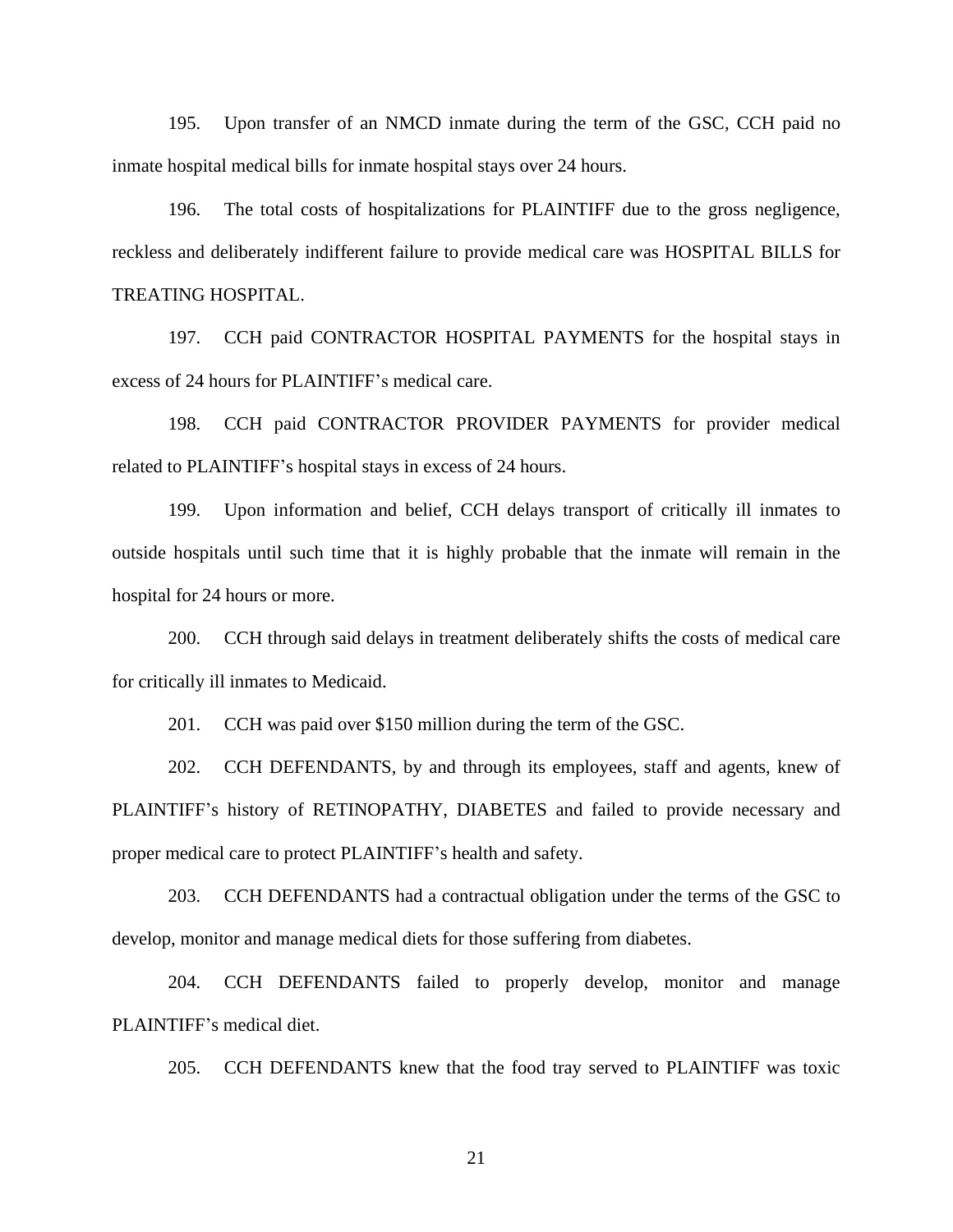195. Upon transfer of an NMCD inmate during the term of the GSC, CCH paid no inmate hospital medical bills for inmate hospital stays over 24 hours.

196. The total costs of hospitalizations for PLAINTIFF due to the gross negligence, reckless and deliberately indifferent failure to provide medical care was HOSPITAL BILLS for TREATING HOSPITAL.

197. CCH paid CONTRACTOR HOSPITAL PAYMENTS for the hospital stays in excess of 24 hours for PLAINTIFF's medical care.

198. CCH paid CONTRACTOR PROVIDER PAYMENTS for provider medical related to PLAINTIFF's hospital stays in excess of 24 hours.

199. Upon information and belief, CCH delays transport of critically ill inmates to outside hospitals until such time that it is highly probable that the inmate will remain in the hospital for 24 hours or more.

200. CCH through said delays in treatment deliberately shifts the costs of medical care for critically ill inmates to Medicaid.

201. CCH was paid over $150 million during the term of the GSC.

202. CCH DEFENDANTS, by and through its employees, staff and agents, knew of PLAINTIFF's history of RETINOPATHY, DIABETES and failed to provide necessary and proper medical care to protect PLAINTIFF's health and safety.

203. CCH DEFENDANTS had a contractual obligation under the terms of the GSC to develop, monitor and manage medical diets for those suffering from diabetes.

204. CCH DEFENDANTS failed to properly develop, monitor and manage PLAINTIFF's medical diet.

205. CCH DEFENDANTS knew that the food tray served to PLAINTIFF was toxic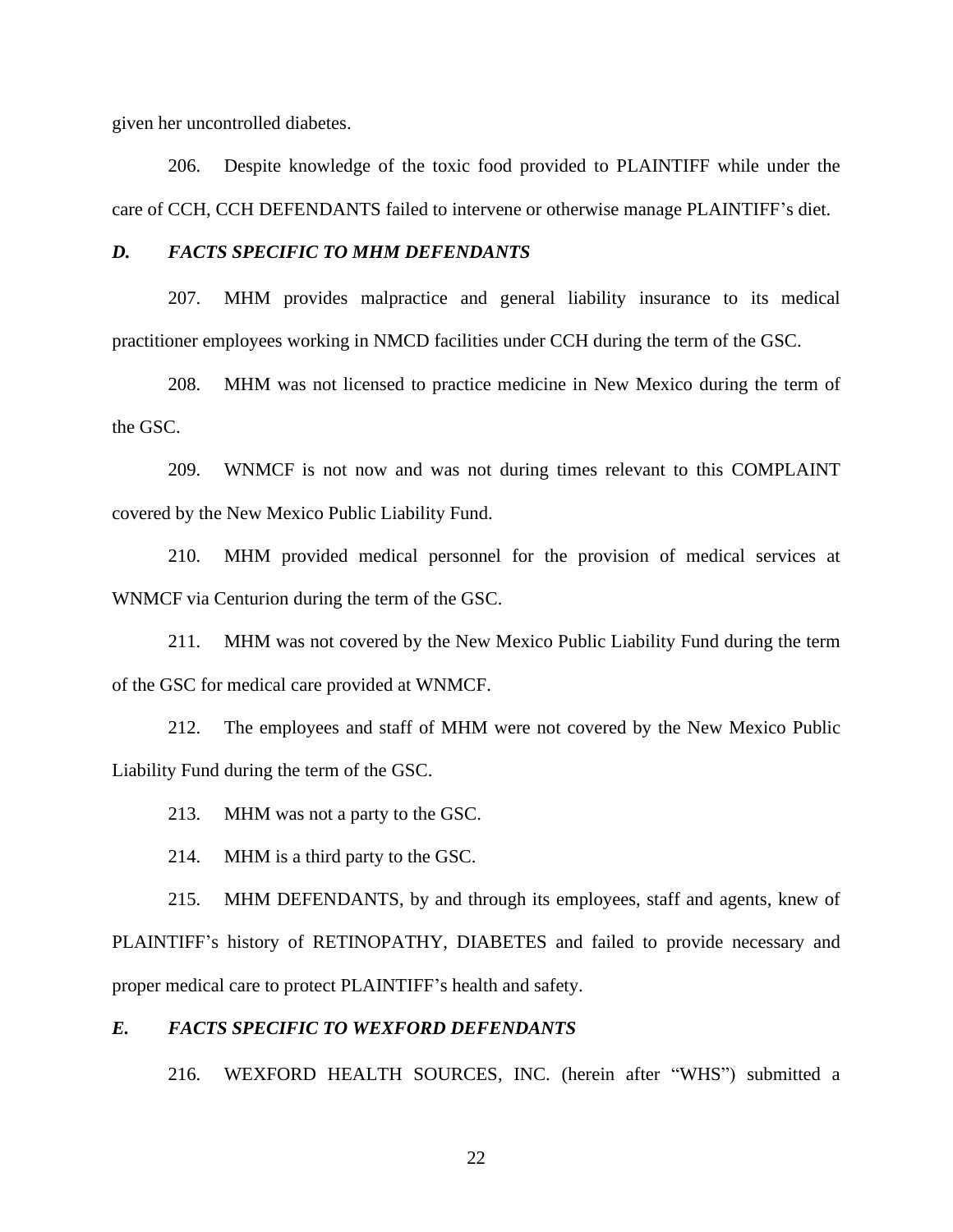given her uncontrolled diabetes.

206. Despite knowledge of the toxic food provided to PLAINTIFF while under the care of CCH, CCH DEFENDANTS failed to intervene or otherwise manage PLAINTIFF's diet.

### *D. FACTS SPECIFIC TO MHM DEFENDANTS*

207. MHM provides malpractice and general liability insurance to its medical practitioner employees working in NMCD facilities under CCH during the term of the GSC.

208. MHM was not licensed to practice medicine in New Mexico during the term of the GSC.

209. WNMCF is not now and was not during times relevant to this COMPLAINT covered by the New Mexico Public Liability Fund.

210. MHM provided medical personnel for the provision of medical services at WNMCF via Centurion during the term of the GSC.

211. MHM was not covered by the New Mexico Public Liability Fund during the term of the GSC for medical care provided at WNMCF.

212. The employees and staff of MHM were not covered by the New Mexico Public Liability Fund during the term of the GSC.

213. MHM was not a party to the GSC.

214. MHM is a third party to the GSC.

215. MHM DEFENDANTS, by and through its employees, staff and agents, knew of PLAINTIFF's history of RETINOPATHY, DIABETES and failed to provide necessary and proper medical care to protect PLAINTIFF's health and safety.

### *E. FACTS SPECIFIC TO WEXFORD DEFENDANTS*

216. WEXFORD HEALTH SOURCES, INC. (herein after "WHS") submitted a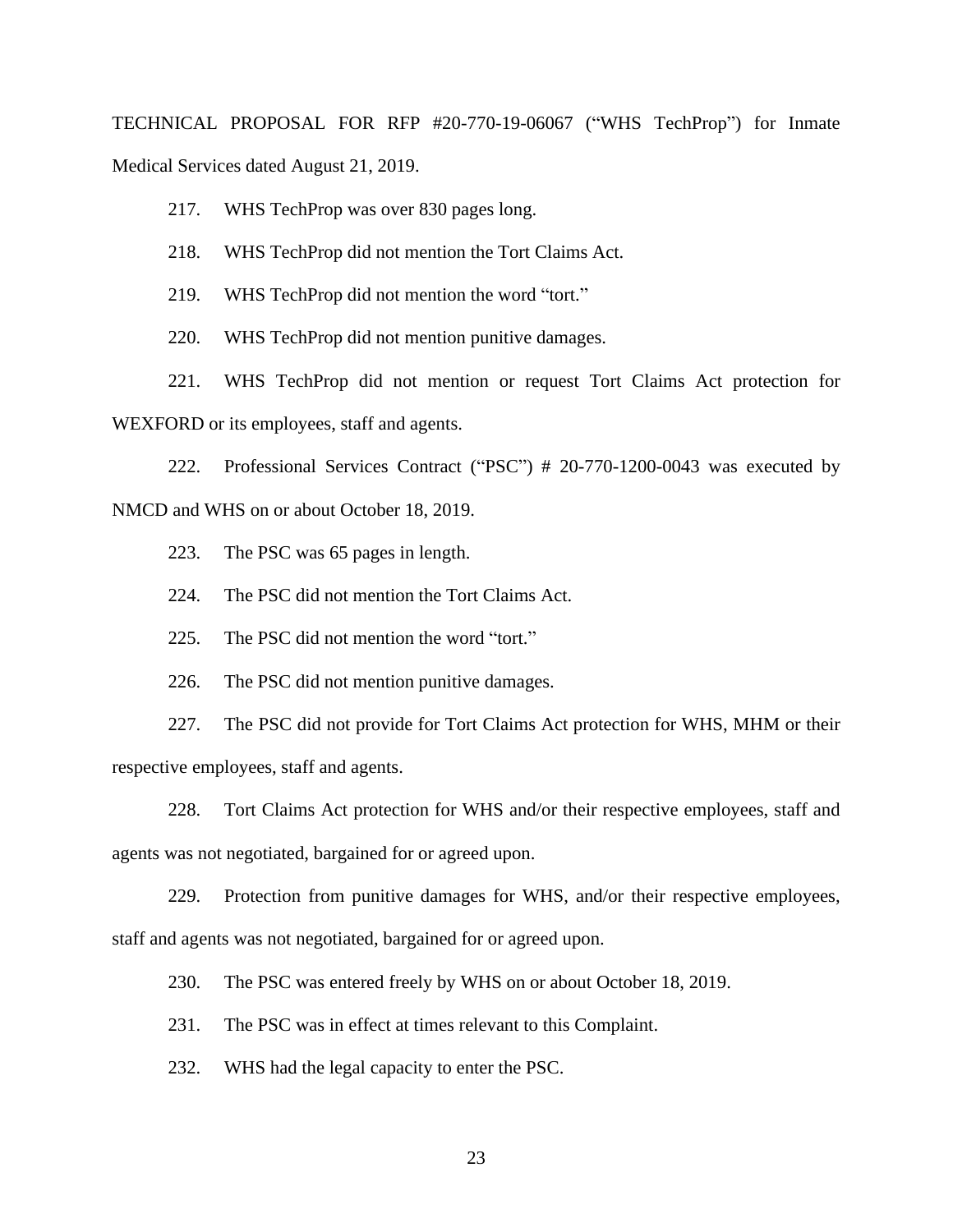TECHNICAL PROPOSAL FOR RFP #20-770-19-06067 ("WHS TechProp") for Inmate Medical Services dated August 21, 2019.

217. WHS TechProp was over 830 pages long.

218. WHS TechProp did not mention the Tort Claims Act.

219. WHS TechProp did not mention the word "tort."

220. WHS TechProp did not mention punitive damages.

221. WHS TechProp did not mention or request Tort Claims Act protection for WEXFORD or its employees, staff and agents.

222. Professional Services Contract ("PSC") # 20-770-1200-0043 was executed by NMCD and WHS on or about October 18, 2019.

223. The PSC was 65 pages in length.

224. The PSC did not mention the Tort Claims Act.

225. The PSC did not mention the word "tort."

226. The PSC did not mention punitive damages.

227. The PSC did not provide for Tort Claims Act protection for WHS, MHM or their respective employees, staff and agents.

228. Tort Claims Act protection for WHS and/or their respective employees, staff and agents was not negotiated, bargained for or agreed upon.

229. Protection from punitive damages for WHS, and/or their respective employees, staff and agents was not negotiated, bargained for or agreed upon.

230. The PSC was entered freely by WHS on or about October 18, 2019.

231. The PSC was in effect at times relevant to this Complaint.

232. WHS had the legal capacity to enter the PSC.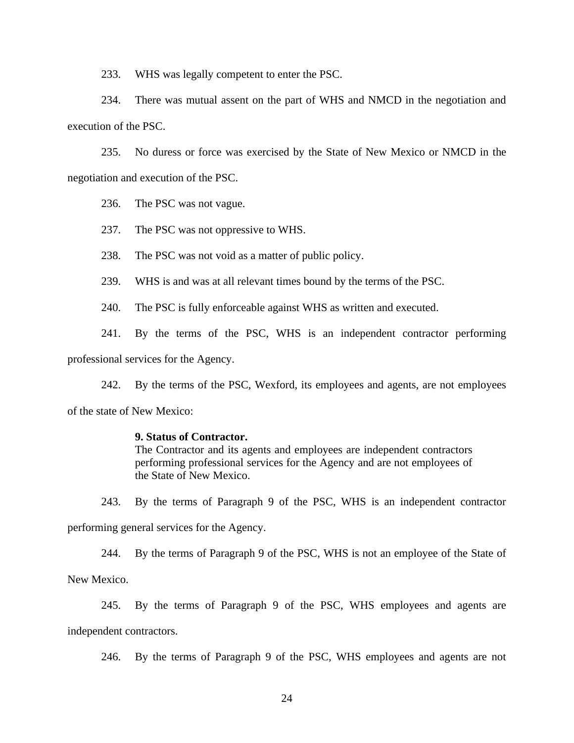233. WHS was legally competent to enter the PSC.

234. There was mutual assent on the part of WHS and NMCD in the negotiation and execution of the PSC.

235. No duress or force was exercised by the State of New Mexico or NMCD in the negotiation and execution of the PSC.

236. The PSC was not vague.

237. The PSC was not oppressive to WHS.

238. The PSC was not void as a matter of public policy.

239. WHS is and was at all relevant times bound by the terms of the PSC.

240. The PSC is fully enforceable against WHS as written and executed.

241. By the terms of the PSC, WHS is an independent contractor performing professional services for the Agency.

242. By the terms of the PSC, Wexford, its employees and agents, are not employees of the state of New Mexico:

> **9. Status of Contractor.**
> The Contractor and its agents and employees are independent contractors performing professional services for the Agency and are not employees of the State of New Mexico.

243. By the terms of Paragraph 9 of the PSC, WHS is an independent contractor performing general services for the Agency.

244. By the terms of Paragraph 9 of the PSC, WHS is not an employee of the State of New Mexico.

245. By the terms of Paragraph 9 of the PSC, WHS employees and agents are independent contractors.

246. By the terms of Paragraph 9 of the PSC, WHS employees and agents are not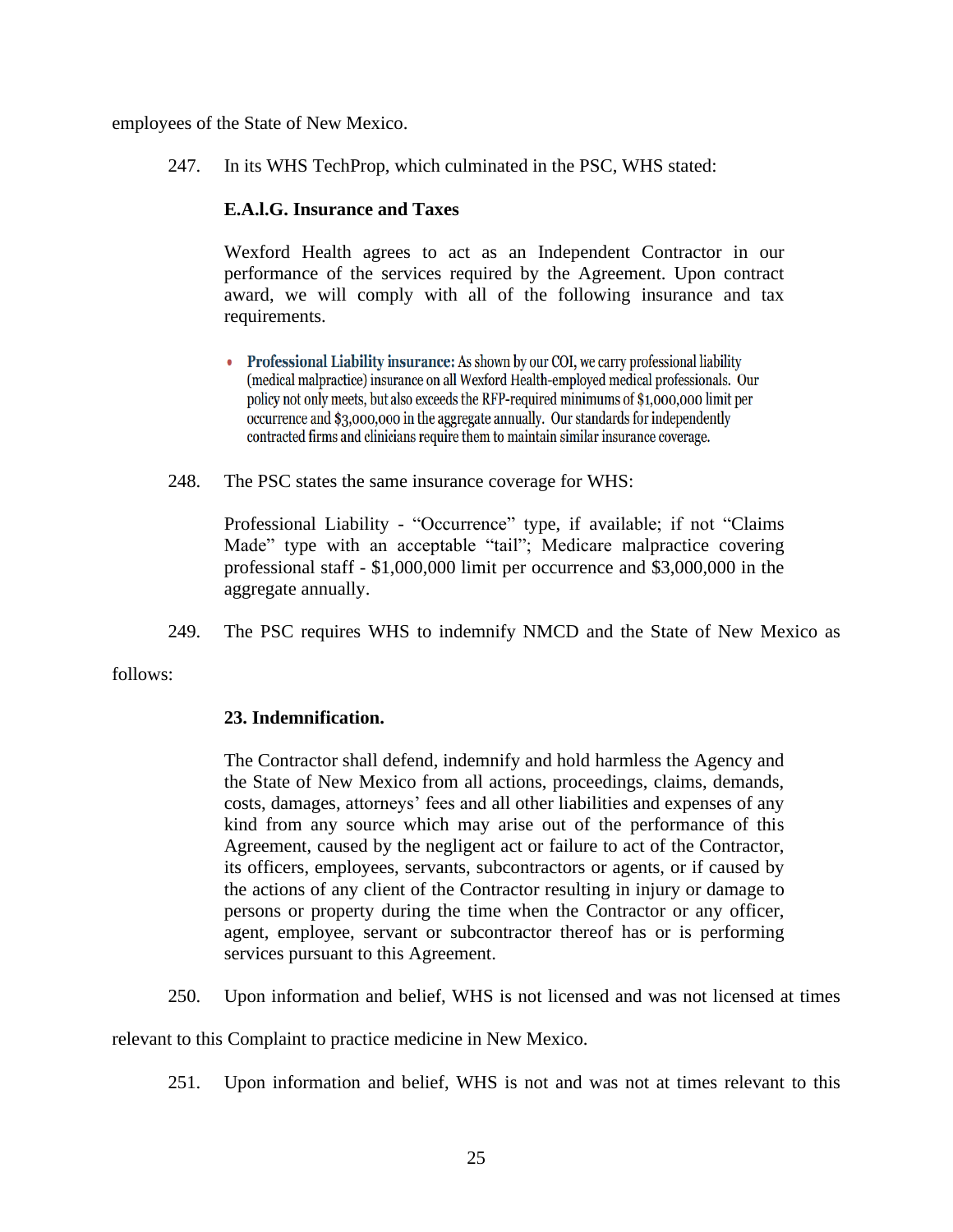employees of the State of New Mexico.

247. In its WHS TechProp, which culminated in the PSC, WHS stated:

> **E.A.l.G. Insurance and Taxes**
>
> Wexford Health agrees to act as an Independent Contractor in our performance of the services required by the Agreement. Upon contract award, we will comply with all of the following insurance and tax requirements.
>
> - **Professional Liability insurance:** As shown by our COI, we carry professional liability (medical malpractice) insurance on all Wexford Health-employed medical professionals. Our policy not only meets, but also exceeds the RFP-required minimums of $1,000,000 limit per occurrence and $3,000,000 in the aggregate annually. Our standards for independently contracted firms and clinicians require them to maintain similar insurance coverage.

248. The PSC states the same insurance coverage for WHS:

> Professional Liability - "Occurrence" type, if available; if not "Claims Made" type with an acceptable "tail"; Medicare malpractice covering professional staff - $1,000,000 limit per occurrence and $3,000,000 in the aggregate annually.

249. The PSC requires WHS to indemnify NMCD and the State of New Mexico as follows:

> **23. Indemnification.**
>
> The Contractor shall defend, indemnify and hold harmless the Agency and the State of New Mexico from all actions, proceedings, claims, demands, costs, damages, attorneys' fees and all other liabilities and expenses of any kind from any source which may arise out of the performance of this Agreement, caused by the negligent act or failure to act of the Contractor, its officers, employees, servants, subcontractors or agents, or if caused by the actions of any client of the Contractor resulting in injury or damage to persons or property during the time when the Contractor or any officer, agent, employee, servant or subcontractor thereof has or is performing services pursuant to this Agreement.

250. Upon information and belief, WHS is not licensed and was not licensed at times relevant to this Complaint to practice medicine in New Mexico.

251. Upon information and belief, WHS is not and was not at times relevant to this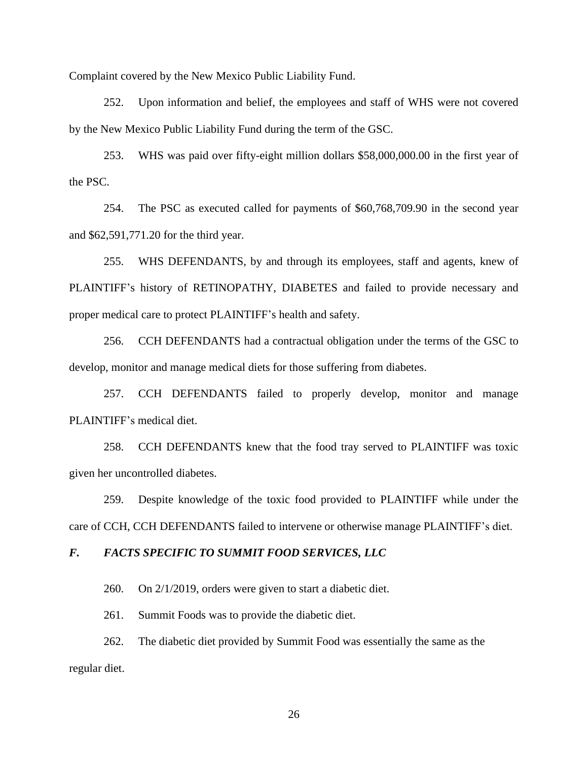Complaint covered by the New Mexico Public Liability Fund.

252. Upon information and belief, the employees and staff of WHS were not covered by the New Mexico Public Liability Fund during the term of the GSC.

253. WHS was paid over fifty-eight million dollars $58,000,000.00 in the first year of the PSC.

254. The PSC as executed called for payments of $60,768,709.90 in the second year and $62,591,771.20 for the third year.

255. WHS DEFENDANTS, by and through its employees, staff and agents, knew of PLAINTIFF's history of RETINOPATHY, DIABETES and failed to provide necessary and proper medical care to protect PLAINTIFF's health and safety.

256. CCH DEFENDANTS had a contractual obligation under the terms of the GSC to develop, monitor and manage medical diets for those suffering from diabetes.

257. CCH DEFENDANTS failed to properly develop, monitor and manage PLAINTIFF's medical diet.

258. CCH DEFENDANTS knew that the food tray served to PLAINTIFF was toxic given her uncontrolled diabetes.

259. Despite knowledge of the toxic food provided to PLAINTIFF while under the care of CCH, CCH DEFENDANTS failed to intervene or otherwise manage PLAINTIFF's diet.

### *F. FACTS SPECIFIC TO SUMMIT FOOD SERVICES, LLC*

260. On 2/1/2019, orders were given to start a diabetic diet.

261. Summit Foods was to provide the diabetic diet.

262. The diabetic diet provided by Summit Food was essentially the same as the regular diet.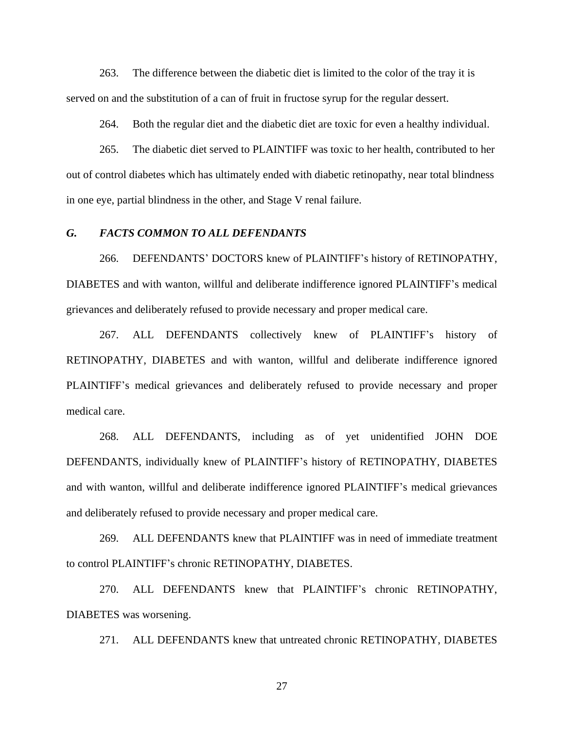263. The difference between the diabetic diet is limited to the color of the tray it is served on and the substitution of a can of fruit in fructose syrup for the regular dessert.

264. Both the regular diet and the diabetic diet are toxic for even a healthy individual.

265. The diabetic diet served to PLAINTIFF was toxic to her health, contributed to her out of control diabetes which has ultimately ended with diabetic retinopathy, near total blindness in one eye, partial blindness in the other, and Stage V renal failure.

### *G. FACTS COMMON TO ALL DEFENDANTS*

266. DEFENDANTS' DOCTORS knew of PLAINTIFF's history of RETINOPATHY, DIABETES and with wanton, willful and deliberate indifference ignored PLAINTIFF's medical grievances and deliberately refused to provide necessary and proper medical care.

267. ALL DEFENDANTS collectively knew of PLAINTIFF's history of RETINOPATHY, DIABETES and with wanton, willful and deliberate indifference ignored PLAINTIFF's medical grievances and deliberately refused to provide necessary and proper medical care.

268. ALL DEFENDANTS, including as of yet unidentified JOHN DOE DEFENDANTS, individually knew of PLAINTIFF's history of RETINOPATHY, DIABETES and with wanton, willful and deliberate indifference ignored PLAINTIFF's medical grievances and deliberately refused to provide necessary and proper medical care.

269. ALL DEFENDANTS knew that PLAINTIFF was in need of immediate treatment to control PLAINTIFF's chronic RETINOPATHY, DIABETES.

270. ALL DEFENDANTS knew that PLAINTIFF's chronic RETINOPATHY, DIABETES was worsening.

271. ALL DEFENDANTS knew that untreated chronic RETINOPATHY, DIABETES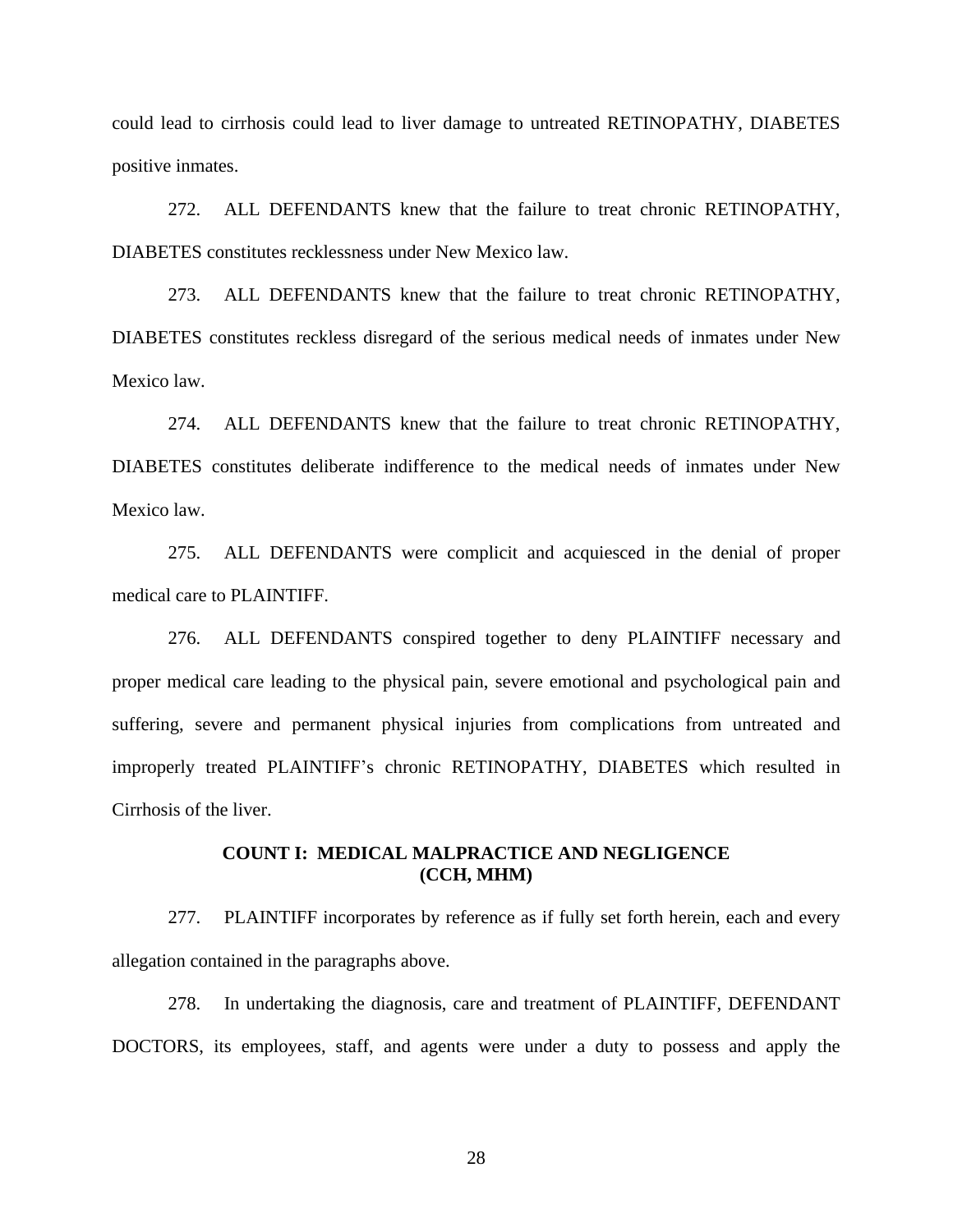could lead to cirrhosis could lead to liver damage to untreated RETINOPATHY, DIABETES positive inmates.

272. ALL DEFENDANTS knew that the failure to treat chronic RETINOPATHY, DIABETES constitutes recklessness under New Mexico law.

273. ALL DEFENDANTS knew that the failure to treat chronic RETINOPATHY, DIABETES constitutes reckless disregard of the serious medical needs of inmates under New Mexico law.

274. ALL DEFENDANTS knew that the failure to treat chronic RETINOPATHY, DIABETES constitutes deliberate indifference to the medical needs of inmates under New Mexico law.

275. ALL DEFENDANTS were complicit and acquiesced in the denial of proper medical care to PLAINTIFF.

276. ALL DEFENDANTS conspired together to deny PLAINTIFF necessary and proper medical care leading to the physical pain, severe emotional and psychological pain and suffering, severe and permanent physical injuries from complications from untreated and improperly treated PLAINTIFF's chronic RETINOPATHY, DIABETES which resulted in Cirrhosis of the liver.

## COUNT I: MEDICAL MALPRACTICE AND NEGLIGENCE (CCH, MHM)

277. PLAINTIFF incorporates by reference as if fully set forth herein, each and every allegation contained in the paragraphs above.

278. In undertaking the diagnosis, care and treatment of PLAINTIFF, DEFENDANT DOCTORS, its employees, staff, and agents were under a duty to possess and apply the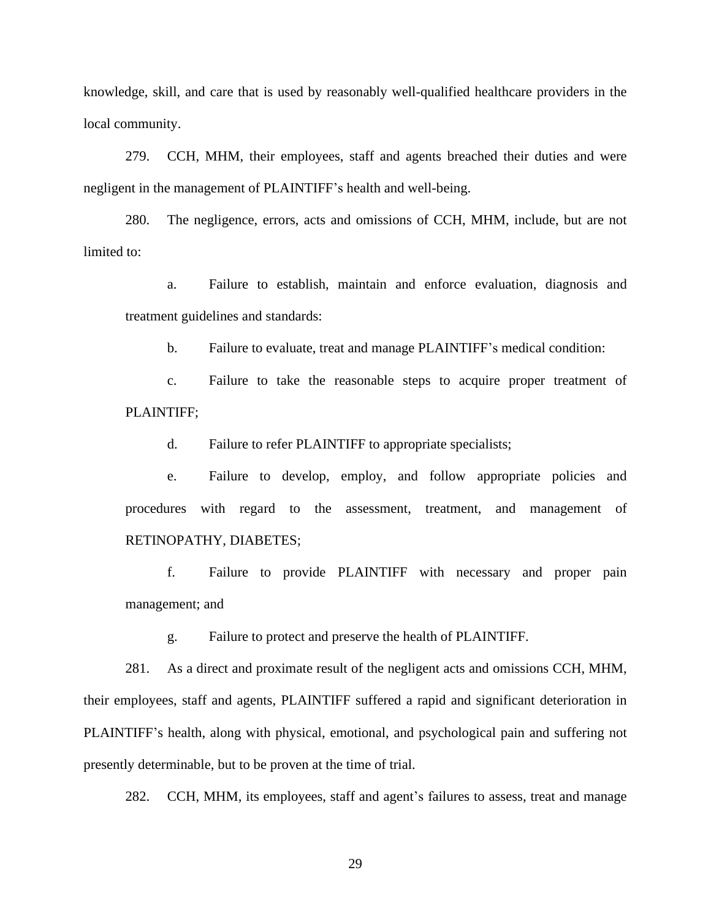knowledge, skill, and care that is used by reasonably well-qualified healthcare providers in the local community.

279. CCH, MHM, their employees, staff and agents breached their duties and were negligent in the management of PLAINTIFF's health and well-being.

280. The negligence, errors, acts and omissions of CCH, MHM, include, but are not limited to:

> a. Failure to establish, maintain and enforce evaluation, diagnosis and treatment guidelines and standards:
>
> b. Failure to evaluate, treat and manage PLAINTIFF's medical condition:
>
> c. Failure to take the reasonable steps to acquire proper treatment of PLAINTIFF;
>
> d. Failure to refer PLAINTIFF to appropriate specialists;
>
> e. Failure to develop, employ, and follow appropriate policies and procedures with regard to the assessment, treatment, and management of RETINOPATHY, DIABETES;
>
> f. Failure to provide PLAINTIFF with necessary and proper pain management; and
>
> g. Failure to protect and preserve the health of PLAINTIFF.

281. As a direct and proximate result of the negligent acts and omissions CCH, MHM, their employees, staff and agents, PLAINTIFF suffered a rapid and significant deterioration in PLAINTIFF's health, along with physical, emotional, and psychological pain and suffering not presently determinable, but to be proven at the time of trial.

282. CCH, MHM, its employees, staff and agent's failures to assess, treat and manage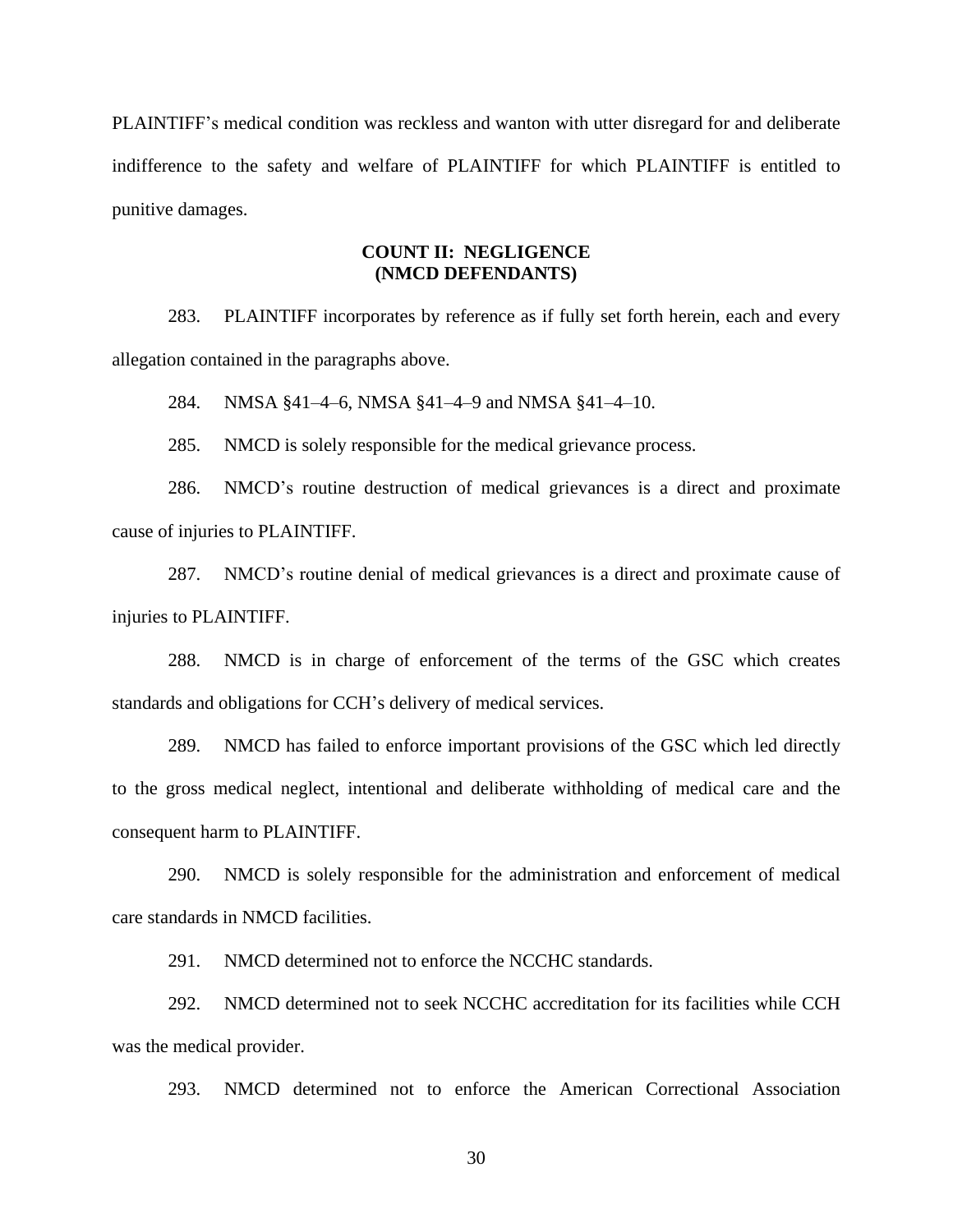PLAINTIFF's medical condition was reckless and wanton with utter disregard for and deliberate indifference to the safety and welfare of PLAINTIFF for which PLAINTIFF is entitled to punitive damages.

### COUNT II: NEGLIGENCE (NMCD DEFENDANTS)

283. PLAINTIFF incorporates by reference as if fully set forth herein, each and every allegation contained in the paragraphs above.

284. NMSA §41–4–6, NMSA §41–4–9 and NMSA §41–4–10.

285. NMCD is solely responsible for the medical grievance process.

286. NMCD's routine destruction of medical grievances is a direct and proximate cause of injuries to PLAINTIFF.

287. NMCD's routine denial of medical grievances is a direct and proximate cause of injuries to PLAINTIFF.

288. NMCD is in charge of enforcement of the terms of the GSC which creates standards and obligations for CCH's delivery of medical services.

289. NMCD has failed to enforce important provisions of the GSC which led directly to the gross medical neglect, intentional and deliberate withholding of medical care and the consequent harm to PLAINTIFF.

290. NMCD is solely responsible for the administration and enforcement of medical care standards in NMCD facilities.

291. NMCD determined not to enforce the NCCHC standards.

292. NMCD determined not to seek NCCHC accreditation for its facilities while CCH was the medical provider.

293. NMCD determined not to enforce the American Correctional Association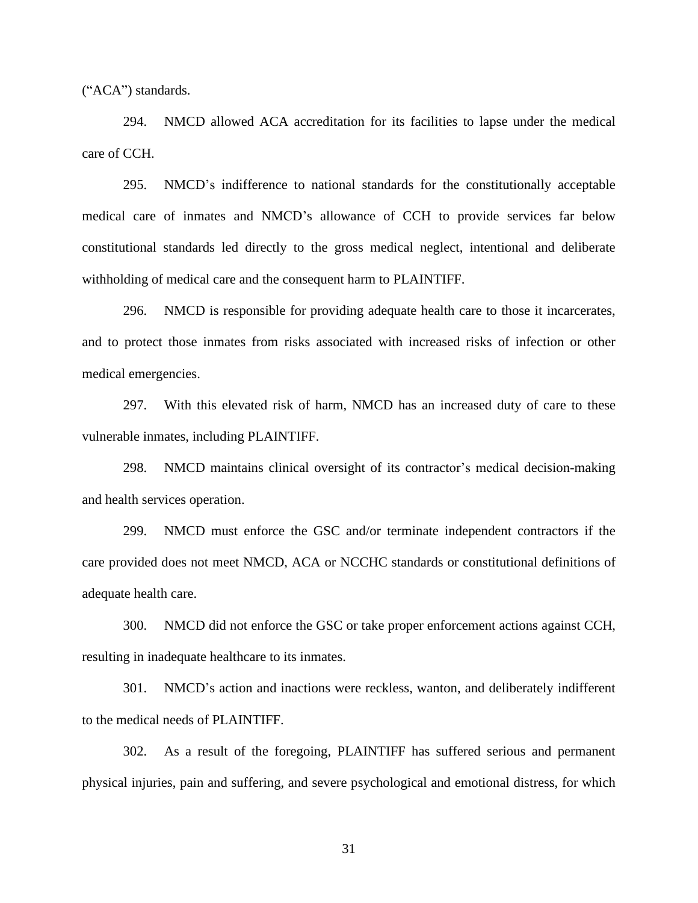(“ACA”) standards.

294. NMCD allowed ACA accreditation for its facilities to lapse under the medical care of CCH.

295. NMCD’s indifference to national standards for the constitutionally acceptable medical care of inmates and NMCD’s allowance of CCH to provide services far below constitutional standards led directly to the gross medical neglect, intentional and deliberate withholding of medical care and the consequent harm to PLAINTIFF.

296. NMCD is responsible for providing adequate health care to those it incarcerates, and to protect those inmates from risks associated with increased risks of infection or other medical emergencies.

297. With this elevated risk of harm, NMCD has an increased duty of care to these vulnerable inmates, including PLAINTIFF.

298. NMCD maintains clinical oversight of its contractor’s medical decision-making and health services operation.

299. NMCD must enforce the GSC and/or terminate independent contractors if the care provided does not meet NMCD, ACA or NCCHC standards or constitutional definitions of adequate health care.

300. NMCD did not enforce the GSC or take proper enforcement actions against CCH, resulting in inadequate healthcare to its inmates.

301. NMCD’s action and inactions were reckless, wanton, and deliberately indifferent to the medical needs of PLAINTIFF.

302. As a result of the foregoing, PLAINTIFF has suffered serious and permanent physical injuries, pain and suffering, and severe psychological and emotional distress, for which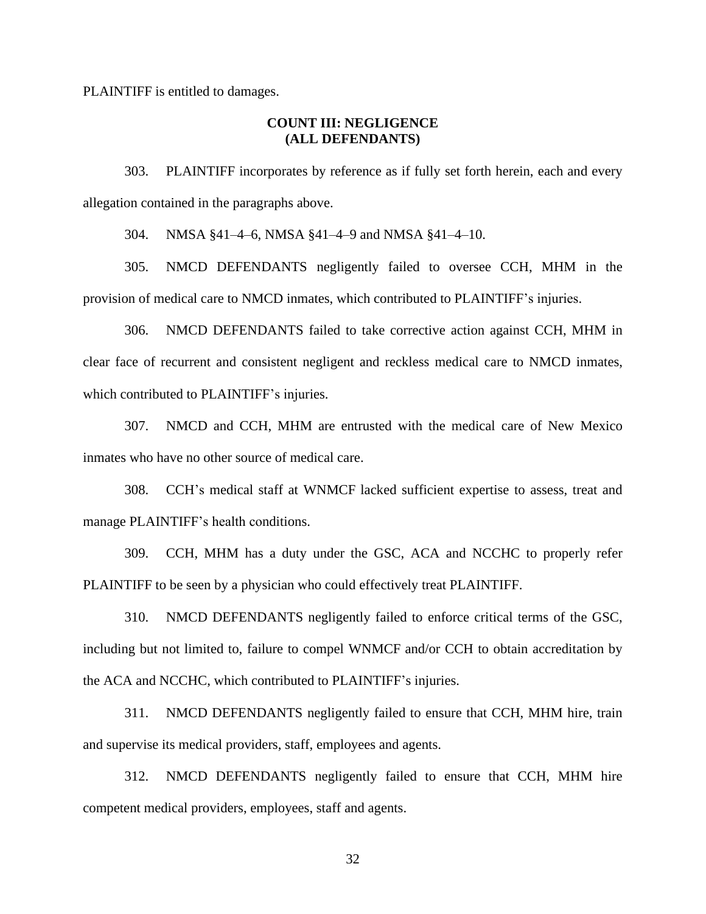PLAINTIFF is entitled to damages.

**COUNT III: NEGLIGENCE**
**(ALL DEFENDANTS)**

303. PLAINTIFF incorporates by reference as if fully set forth herein, each and every allegation contained in the paragraphs above.

304. NMSA §41–4–6, NMSA §41–4–9 and NMSA §41–4–10.

305. NMCD DEFENDANTS negligently failed to oversee CCH, MHM in the provision of medical care to NMCD inmates, which contributed to PLAINTIFF's injuries.

306. NMCD DEFENDANTS failed to take corrective action against CCH, MHM in clear face of recurrent and consistent negligent and reckless medical care to NMCD inmates, which contributed to PLAINTIFF's injuries.

307. NMCD and CCH, MHM are entrusted with the medical care of New Mexico inmates who have no other source of medical care.

308. CCH's medical staff at WNMCF lacked sufficient expertise to assess, treat and manage PLAINTIFF's health conditions.

309. CCH, MHM has a duty under the GSC, ACA and NCCHC to properly refer PLAINTIFF to be seen by a physician who could effectively treat PLAINTIFF.

310. NMCD DEFENDANTS negligently failed to enforce critical terms of the GSC, including but not limited to, failure to compel WNMCF and/or CCH to obtain accreditation by the ACA and NCCHC, which contributed to PLAINTIFF's injuries.

311. NMCD DEFENDANTS negligently failed to ensure that CCH, MHM hire, train and supervise its medical providers, staff, employees and agents.

312. NMCD DEFENDANTS negligently failed to ensure that CCH, MHM hire competent medical providers, employees, staff and agents.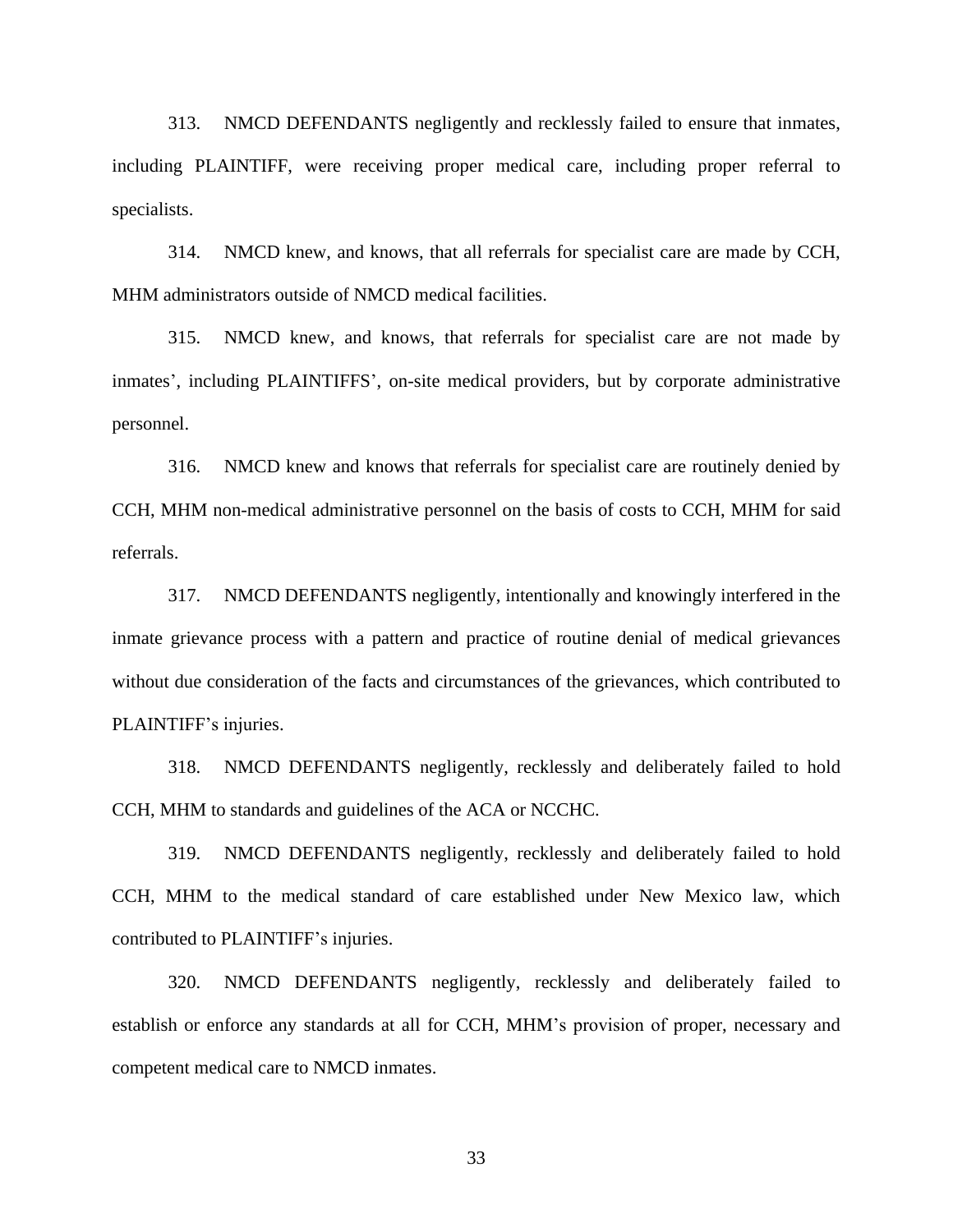313. NMCD DEFENDANTS negligently and recklessly failed to ensure that inmates, including PLAINTIFF, were receiving proper medical care, including proper referral to specialists.

314. NMCD knew, and knows, that all referrals for specialist care are made by CCH, MHM administrators outside of NMCD medical facilities.

315. NMCD knew, and knows, that referrals for specialist care are not made by inmates', including PLAINTIFFS', on-site medical providers, but by corporate administrative personnel.

316. NMCD knew and knows that referrals for specialist care are routinely denied by CCH, MHM non-medical administrative personnel on the basis of costs to CCH, MHM for said referrals.

317. NMCD DEFENDANTS negligently, intentionally and knowingly interfered in the inmate grievance process with a pattern and practice of routine denial of medical grievances without due consideration of the facts and circumstances of the grievances, which contributed to PLAINTIFF's injuries.

318. NMCD DEFENDANTS negligently, recklessly and deliberately failed to hold CCH, MHM to standards and guidelines of the ACA or NCCHC.

319. NMCD DEFENDANTS negligently, recklessly and deliberately failed to hold CCH, MHM to the medical standard of care established under New Mexico law, which contributed to PLAINTIFF's injuries.

320. NMCD DEFENDANTS negligently, recklessly and deliberately failed to establish or enforce any standards at all for CCH, MHM's provision of proper, necessary and competent medical care to NMCD inmates.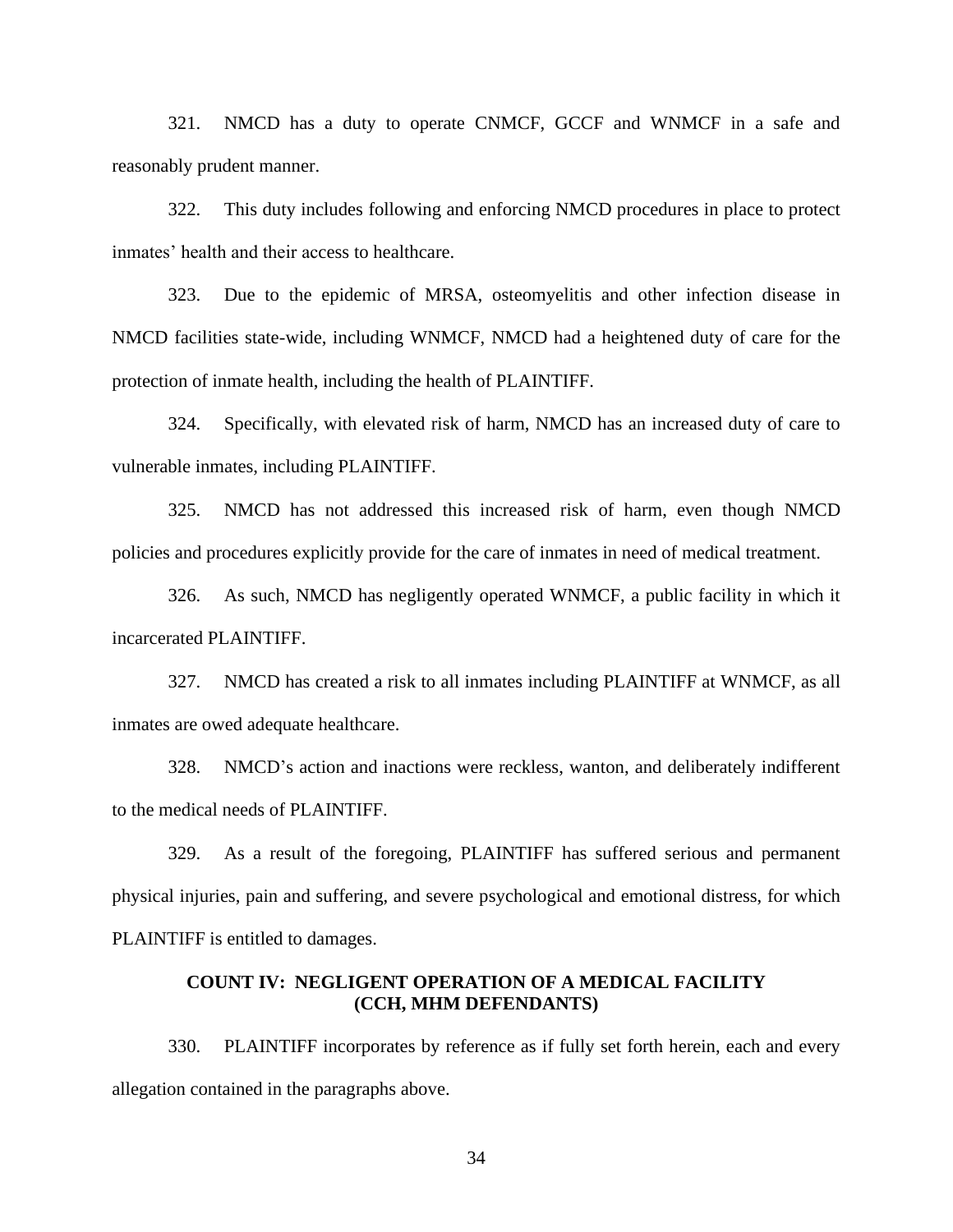321. NMCD has a duty to operate CNMCF, GCCF and WNMCF in a safe and reasonably prudent manner.

322. This duty includes following and enforcing NMCD procedures in place to protect inmates' health and their access to healthcare.

323. Due to the epidemic of MRSA, osteomyelitis and other infection disease in NMCD facilities state-wide, including WNMCF, NMCD had a heightened duty of care for the protection of inmate health, including the health of PLAINTIFF.

324. Specifically, with elevated risk of harm, NMCD has an increased duty of care to vulnerable inmates, including PLAINTIFF.

325. NMCD has not addressed this increased risk of harm, even though NMCD policies and procedures explicitly provide for the care of inmates in need of medical treatment.

326. As such, NMCD has negligently operated WNMCF, a public facility in which it incarcerated PLAINTIFF.

327. NMCD has created a risk to all inmates including PLAINTIFF at WNMCF, as all inmates are owed adequate healthcare.

328. NMCD's action and inactions were reckless, wanton, and deliberately indifferent to the medical needs of PLAINTIFF.

329. As a result of the foregoing, PLAINTIFF has suffered serious and permanent physical injuries, pain and suffering, and severe psychological and emotional distress, for which PLAINTIFF is entitled to damages.

**COUNT IV: NEGLIGENT OPERATION OF A MEDICAL FACILITY (CCH, MHM DEFENDANTS)**

330. PLAINTIFF incorporates by reference as if fully set forth herein, each and every allegation contained in the paragraphs above.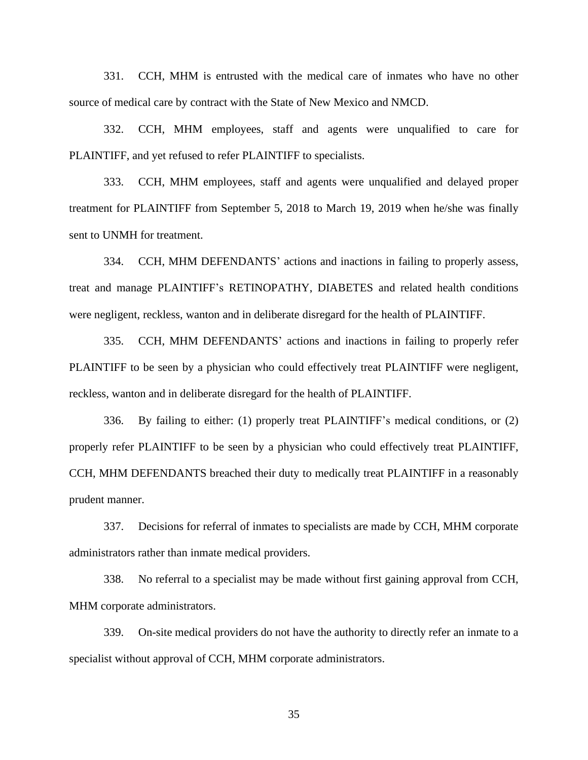331. CCH, MHM is entrusted with the medical care of inmates who have no other source of medical care by contract with the State of New Mexico and NMCD.

332. CCH, MHM employees, staff and agents were unqualified to care for PLAINTIFF, and yet refused to refer PLAINTIFF to specialists.

333. CCH, MHM employees, staff and agents were unqualified and delayed proper treatment for PLAINTIFF from September 5, 2018 to March 19, 2019 when he/she was finally sent to UNMH for treatment.

334. CCH, MHM DEFENDANTS' actions and inactions in failing to properly assess, treat and manage PLAINTIFF's RETINOPATHY, DIABETES and related health conditions were negligent, reckless, wanton and in deliberate disregard for the health of PLAINTIFF.

335. CCH, MHM DEFENDANTS' actions and inactions in failing to properly refer PLAINTIFF to be seen by a physician who could effectively treat PLAINTIFF were negligent, reckless, wanton and in deliberate disregard for the health of PLAINTIFF.

336. By failing to either: (1) properly treat PLAINTIFF's medical conditions, or (2) properly refer PLAINTIFF to be seen by a physician who could effectively treat PLAINTIFF, CCH, MHM DEFENDANTS breached their duty to medically treat PLAINTIFF in a reasonably prudent manner.

337. Decisions for referral of inmates to specialists are made by CCH, MHM corporate administrators rather than inmate medical providers.

338. No referral to a specialist may be made without first gaining approval from CCH, MHM corporate administrators.

339. On-site medical providers do not have the authority to directly refer an inmate to a specialist without approval of CCH, MHM corporate administrators.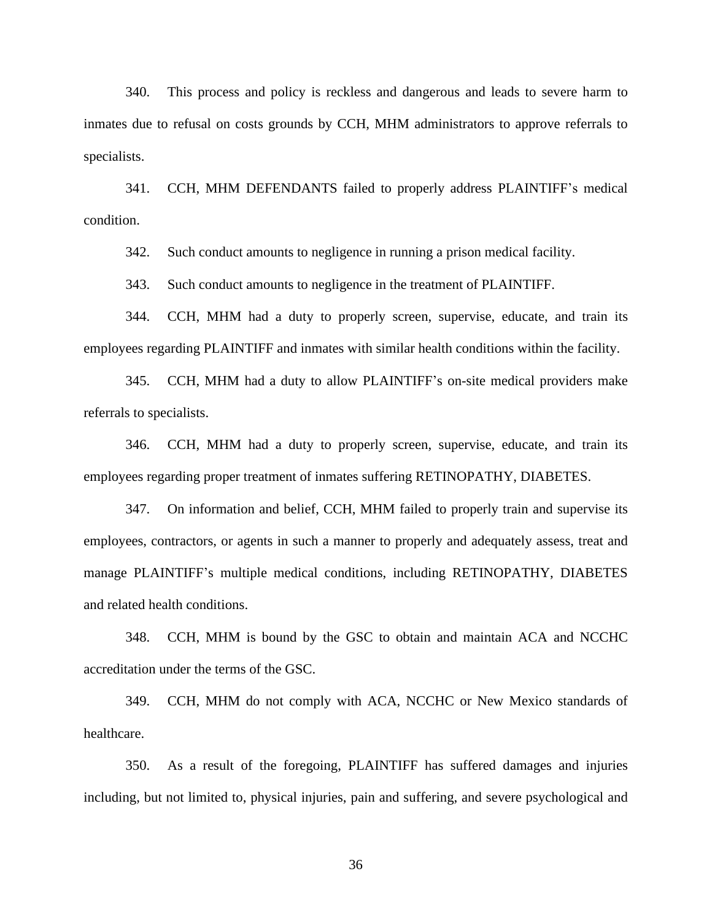340. This process and policy is reckless and dangerous and leads to severe harm to inmates due to refusal on costs grounds by CCH, MHM administrators to approve referrals to specialists.

341. CCH, MHM DEFENDANTS failed to properly address PLAINTIFF's medical condition.

342. Such conduct amounts to negligence in running a prison medical facility.

343. Such conduct amounts to negligence in the treatment of PLAINTIFF.

344. CCH, MHM had a duty to properly screen, supervise, educate, and train its employees regarding PLAINTIFF and inmates with similar health conditions within the facility.

345. CCH, MHM had a duty to allow PLAINTIFF's on-site medical providers make referrals to specialists.

346. CCH, MHM had a duty to properly screen, supervise, educate, and train its employees regarding proper treatment of inmates suffering RETINOPATHY, DIABETES.

347. On information and belief, CCH, MHM failed to properly train and supervise its employees, contractors, or agents in such a manner to properly and adequately assess, treat and manage PLAINTIFF's multiple medical conditions, including RETINOPATHY, DIABETES and related health conditions.

348. CCH, MHM is bound by the GSC to obtain and maintain ACA and NCCHC accreditation under the terms of the GSC.

349. CCH, MHM do not comply with ACA, NCCHC or New Mexico standards of healthcare.

350. As a result of the foregoing, PLAINTIFF has suffered damages and injuries including, but not limited to, physical injuries, pain and suffering, and severe psychological and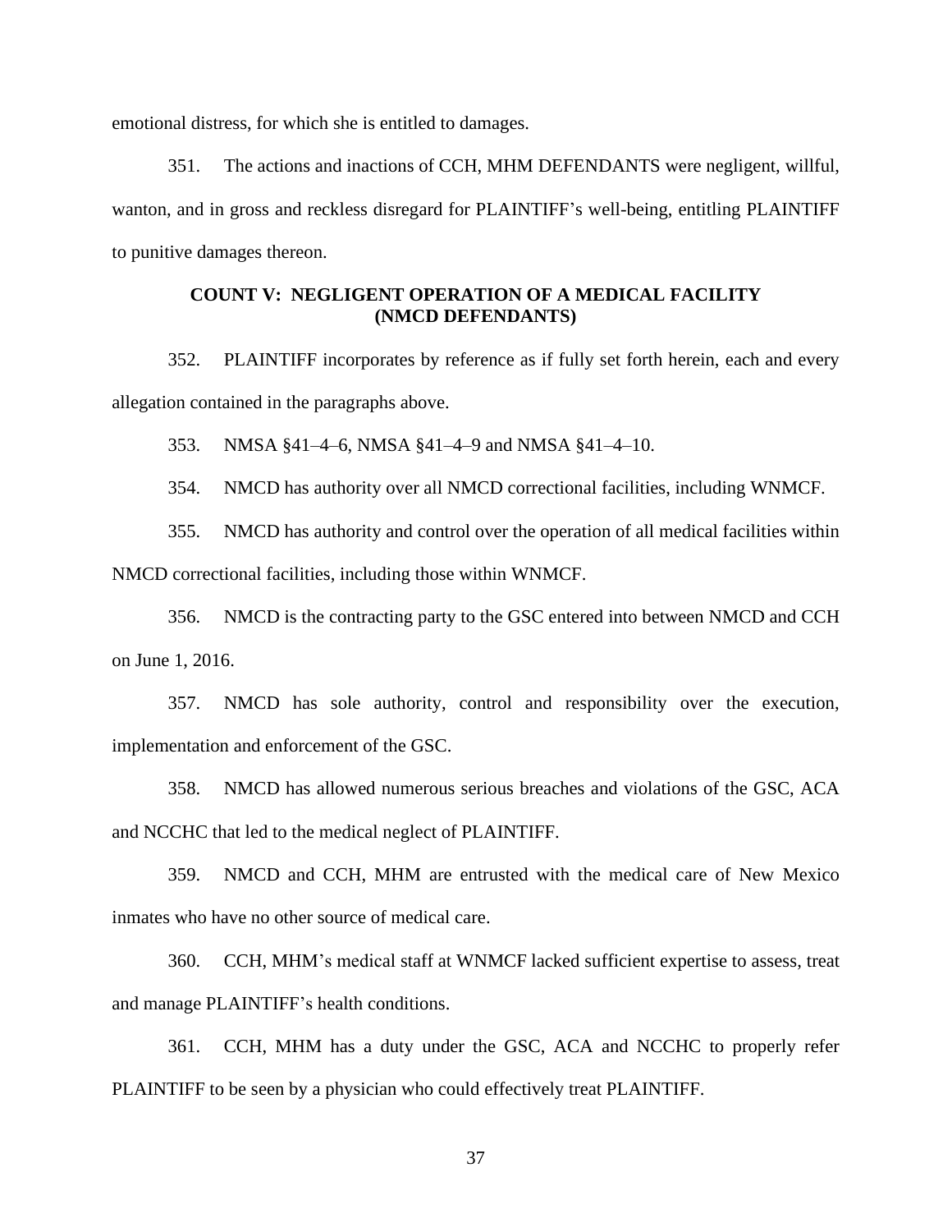emotional distress, for which she is entitled to damages.

351. The actions and inactions of CCH, MHM DEFENDANTS were negligent, willful, wanton, and in gross and reckless disregard for PLAINTIFF's well-being, entitling PLAINTIFF to punitive damages thereon.

**COUNT V: NEGLIGENT OPERATION OF A MEDICAL FACILITY (NMCD DEFENDANTS)**

352. PLAINTIFF incorporates by reference as if fully set forth herein, each and every allegation contained in the paragraphs above.

353. NMSA §41–4–6, NMSA §41–4–9 and NMSA §41–4–10.

354. NMCD has authority over all NMCD correctional facilities, including WNMCF.

355. NMCD has authority and control over the operation of all medical facilities within NMCD correctional facilities, including those within WNMCF.

356. NMCD is the contracting party to the GSC entered into between NMCD and CCH on June 1, 2016.

357. NMCD has sole authority, control and responsibility over the execution, implementation and enforcement of the GSC.

358. NMCD has allowed numerous serious breaches and violations of the GSC, ACA and NCCHC that led to the medical neglect of PLAINTIFF.

359. NMCD and CCH, MHM are entrusted with the medical care of New Mexico inmates who have no other source of medical care.

360. CCH, MHM's medical staff at WNMCF lacked sufficient expertise to assess, treat and manage PLAINTIFF's health conditions.

361. CCH, MHM has a duty under the GSC, ACA and NCCHC to properly refer PLAINTIFF to be seen by a physician who could effectively treat PLAINTIFF.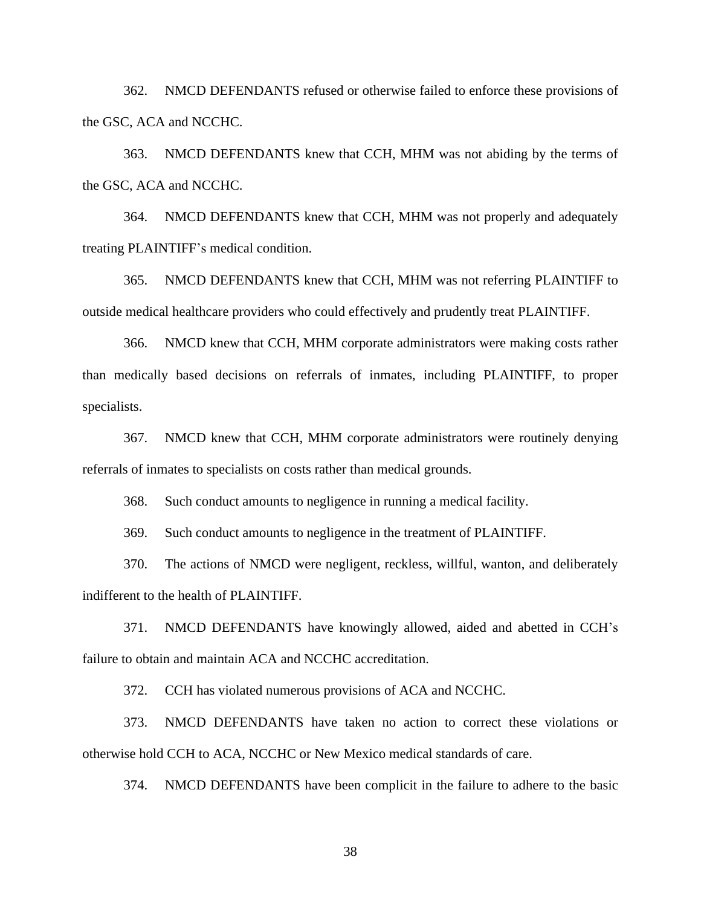362. NMCD DEFENDANTS refused or otherwise failed to enforce these provisions of the GSC, ACA and NCCHC.

363. NMCD DEFENDANTS knew that CCH, MHM was not abiding by the terms of the GSC, ACA and NCCHC.

364. NMCD DEFENDANTS knew that CCH, MHM was not properly and adequately treating PLAINTIFF's medical condition.

365. NMCD DEFENDANTS knew that CCH, MHM was not referring PLAINTIFF to outside medical healthcare providers who could effectively and prudently treat PLAINTIFF.

366. NMCD knew that CCH, MHM corporate administrators were making costs rather than medically based decisions on referrals of inmates, including PLAINTIFF, to proper specialists.

367. NMCD knew that CCH, MHM corporate administrators were routinely denying referrals of inmates to specialists on costs rather than medical grounds.

368. Such conduct amounts to negligence in running a medical facility.

369. Such conduct amounts to negligence in the treatment of PLAINTIFF.

370. The actions of NMCD were negligent, reckless, willful, wanton, and deliberately indifferent to the health of PLAINTIFF.

371. NMCD DEFENDANTS have knowingly allowed, aided and abetted in CCH's failure to obtain and maintain ACA and NCCHC accreditation.

372. CCH has violated numerous provisions of ACA and NCCHC.

373. NMCD DEFENDANTS have taken no action to correct these violations or otherwise hold CCH to ACA, NCCHC or New Mexico medical standards of care.

374. NMCD DEFENDANTS have been complicit in the failure to adhere to the basic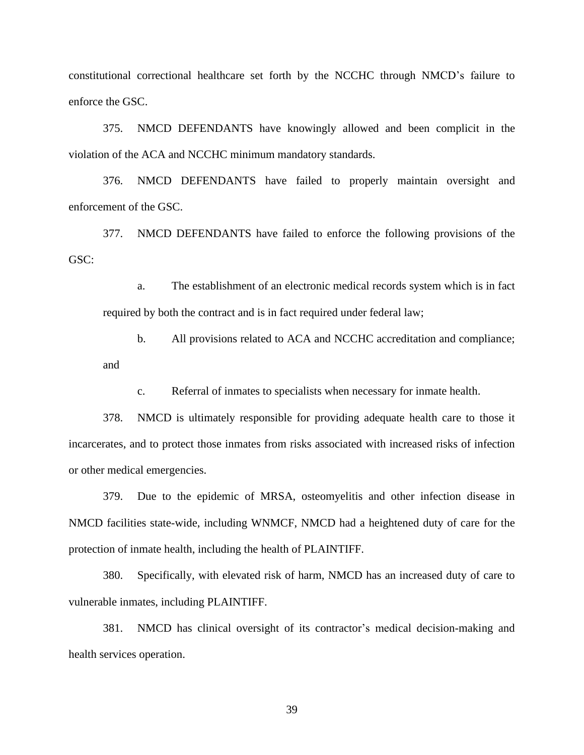constitutional correctional healthcare set forth by the NCCHC through NMCD's failure to enforce the GSC.

375. NMCD DEFENDANTS have knowingly allowed and been complicit in the violation of the ACA and NCCHC minimum mandatory standards.

376. NMCD DEFENDANTS have failed to properly maintain oversight and enforcement of the GSC.

377. NMCD DEFENDANTS have failed to enforce the following provisions of the GSC:

> a. The establishment of an electronic medical records system which is in fact required by both the contract and is in fact required under federal law;
>
> b. All provisions related to ACA and NCCHC accreditation and compliance; and
>
> c. Referral of inmates to specialists when necessary for inmate health.

378. NMCD is ultimately responsible for providing adequate health care to those it incarcerates, and to protect those inmates from risks associated with increased risks of infection or other medical emergencies.

379. Due to the epidemic of MRSA, osteomyelitis and other infection disease in NMCD facilities state-wide, including WNMCF, NMCD had a heightened duty of care for the protection of inmate health, including the health of PLAINTIFF.

380. Specifically, with elevated risk of harm, NMCD has an increased duty of care to vulnerable inmates, including PLAINTIFF.

381. NMCD has clinical oversight of its contractor's medical decision-making and health services operation.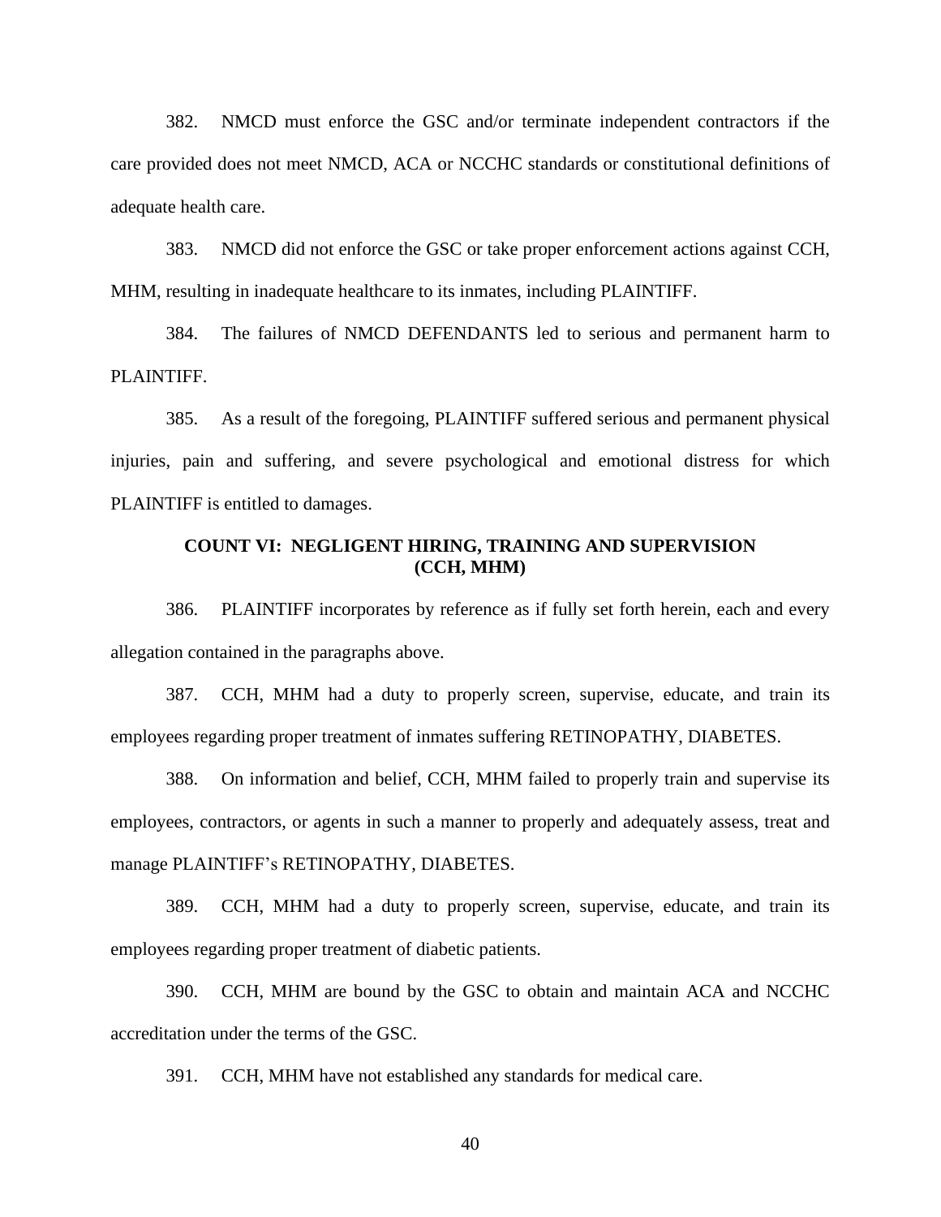382. NMCD must enforce the GSC and/or terminate independent contractors if the care provided does not meet NMCD, ACA or NCCHC standards or constitutional definitions of adequate health care.

383. NMCD did not enforce the GSC or take proper enforcement actions against CCH, MHM, resulting in inadequate healthcare to its inmates, including PLAINTIFF.

384. The failures of NMCD DEFENDANTS led to serious and permanent harm to PLAINTIFF.

385. As a result of the foregoing, PLAINTIFF suffered serious and permanent physical injuries, pain and suffering, and severe psychological and emotional distress for which PLAINTIFF is entitled to damages.

**COUNT VI: NEGLIGENT HIRING, TRAINING AND SUPERVISION (CCH, MHM)**

386. PLAINTIFF incorporates by reference as if fully set forth herein, each and every allegation contained in the paragraphs above.

387. CCH, MHM had a duty to properly screen, supervise, educate, and train its employees regarding proper treatment of inmates suffering RETINOPATHY, DIABETES.

388. On information and belief, CCH, MHM failed to properly train and supervise its employees, contractors, or agents in such a manner to properly and adequately assess, treat and manage PLAINTIFF's RETINOPATHY, DIABETES.

389. CCH, MHM had a duty to properly screen, supervise, educate, and train its employees regarding proper treatment of diabetic patients.

390. CCH, MHM are bound by the GSC to obtain and maintain ACA and NCCHC accreditation under the terms of the GSC.

391. CCH, MHM have not established any standards for medical care.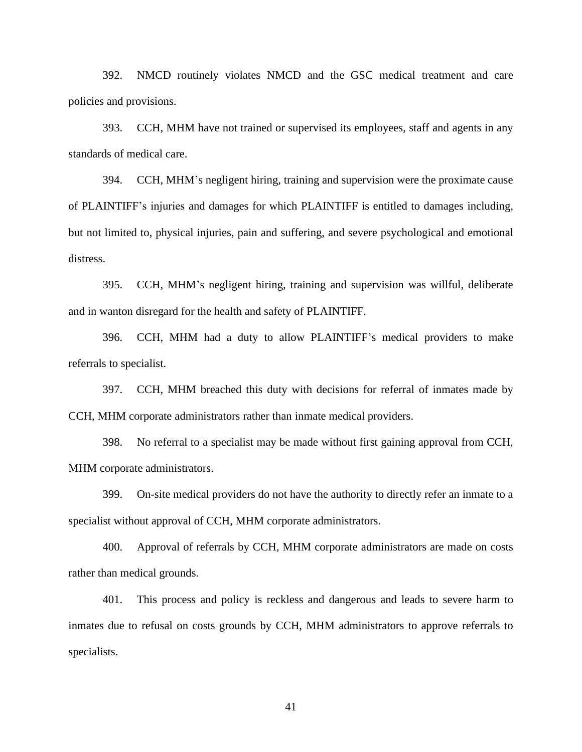392. NMCD routinely violates NMCD and the GSC medical treatment and care policies and provisions.

393. CCH, MHM have not trained or supervised its employees, staff and agents in any standards of medical care.

394. CCH, MHM's negligent hiring, training and supervision were the proximate cause of PLAINTIFF's injuries and damages for which PLAINTIFF is entitled to damages including, but not limited to, physical injuries, pain and suffering, and severe psychological and emotional distress.

395. CCH, MHM's negligent hiring, training and supervision was willful, deliberate and in wanton disregard for the health and safety of PLAINTIFF.

396. CCH, MHM had a duty to allow PLAINTIFF's medical providers to make referrals to specialist.

397. CCH, MHM breached this duty with decisions for referral of inmates made by CCH, MHM corporate administrators rather than inmate medical providers.

398. No referral to a specialist may be made without first gaining approval from CCH, MHM corporate administrators.

399. On-site medical providers do not have the authority to directly refer an inmate to a specialist without approval of CCH, MHM corporate administrators.

400. Approval of referrals by CCH, MHM corporate administrators are made on costs rather than medical grounds.

401. This process and policy is reckless and dangerous and leads to severe harm to inmates due to refusal on costs grounds by CCH, MHM administrators to approve referrals to specialists.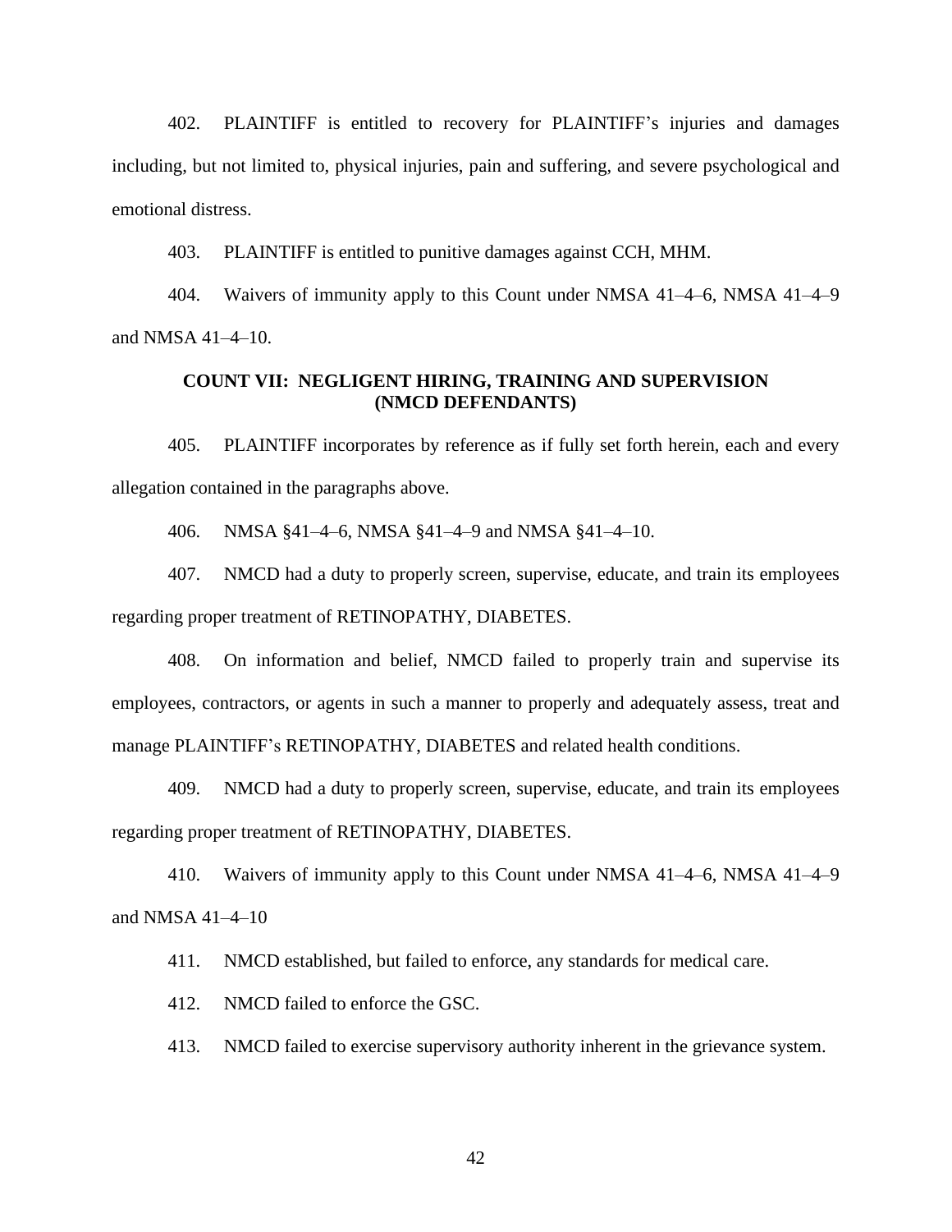402. PLAINTIFF is entitled to recovery for PLAINTIFF's injuries and damages including, but not limited to, physical injuries, pain and suffering, and severe psychological and emotional distress.

403. PLAINTIFF is entitled to punitive damages against CCH, MHM.

404. Waivers of immunity apply to this Count under NMSA 41–4–6, NMSA 41–4–9 and NMSA 41–4–10.

**COUNT VII: NEGLIGENT HIRING, TRAINING AND SUPERVISION (NMCD DEFENDANTS)**

405. PLAINTIFF incorporates by reference as if fully set forth herein, each and every allegation contained in the paragraphs above.

406. NMSA §41–4–6, NMSA §41–4–9 and NMSA §41–4–10.

407. NMCD had a duty to properly screen, supervise, educate, and train its employees regarding proper treatment of RETINOPATHY, DIABETES.

408. On information and belief, NMCD failed to properly train and supervise its employees, contractors, or agents in such a manner to properly and adequately assess, treat and manage PLAINTIFF's RETINOPATHY, DIABETES and related health conditions.

409. NMCD had a duty to properly screen, supervise, educate, and train its employees regarding proper treatment of RETINOPATHY, DIABETES.

410. Waivers of immunity apply to this Count under NMSA 41–4–6, NMSA 41–4–9 and NMSA 41–4–10

411. NMCD established, but failed to enforce, any standards for medical care.

412. NMCD failed to enforce the GSC.

413. NMCD failed to exercise supervisory authority inherent in the grievance system.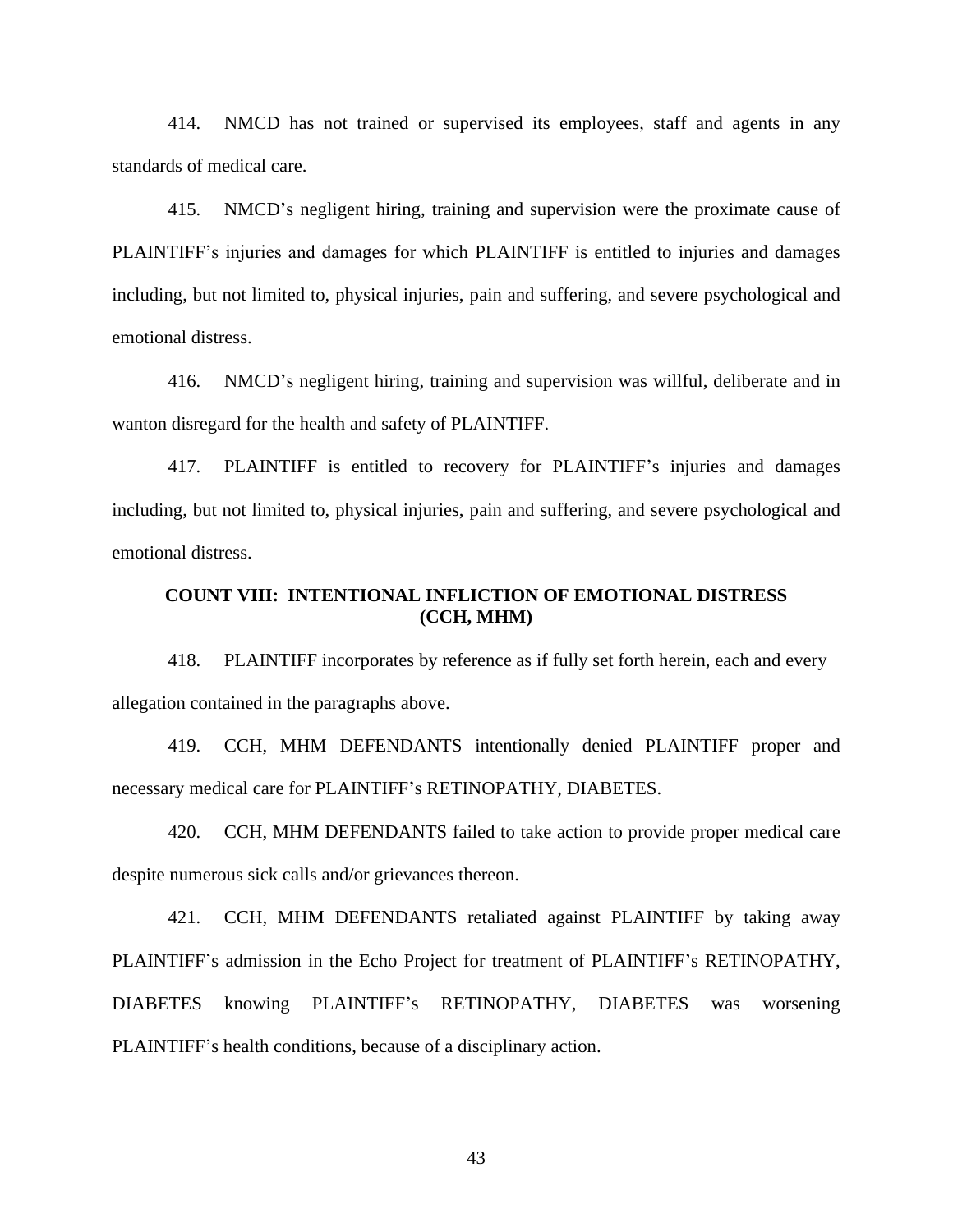414. NMCD has not trained or supervised its employees, staff and agents in any standards of medical care.

415. NMCD's negligent hiring, training and supervision were the proximate cause of PLAINTIFF's injuries and damages for which PLAINTIFF is entitled to injuries and damages including, but not limited to, physical injuries, pain and suffering, and severe psychological and emotional distress.

416. NMCD's negligent hiring, training and supervision was willful, deliberate and in wanton disregard for the health and safety of PLAINTIFF.

417. PLAINTIFF is entitled to recovery for PLAINTIFF's injuries and damages including, but not limited to, physical injuries, pain and suffering, and severe psychological and emotional distress.

## COUNT VIII: INTENTIONAL INFLICTION OF EMOTIONAL DISTRESS (CCH, MHM)

418. PLAINTIFF incorporates by reference as if fully set forth herein, each and every allegation contained in the paragraphs above.

419. CCH, MHM DEFENDANTS intentionally denied PLAINTIFF proper and necessary medical care for PLAINTIFF's RETINOPATHY, DIABETES.

420. CCH, MHM DEFENDANTS failed to take action to provide proper medical care despite numerous sick calls and/or grievances thereon.

421. CCH, MHM DEFENDANTS retaliated against PLAINTIFF by taking away PLAINTIFF's admission in the Echo Project for treatment of PLAINTIFF's RETINOPATHY, DIABETES knowing PLAINTIFF's RETINOPATHY, DIABETES was worsening PLAINTIFF's health conditions, because of a disciplinary action.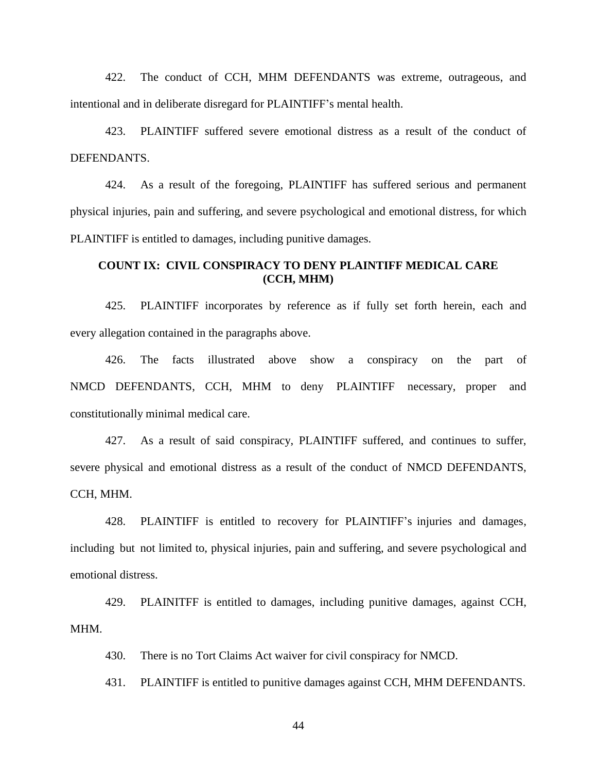422. The conduct of CCH, MHM DEFENDANTS was extreme, outrageous, and intentional and in deliberate disregard for PLAINTIFF's mental health.

423. PLAINTIFF suffered severe emotional distress as a result of the conduct of DEFENDANTS.

424. As a result of the foregoing, PLAINTIFF has suffered serious and permanent physical injuries, pain and suffering, and severe psychological and emotional distress, for which PLAINTIFF is entitled to damages, including punitive damages.

**COUNT IX: CIVIL CONSPIRACY TO DENY PLAINTIFF MEDICAL CARE (CCH, MHM)**

425. PLAINTIFF incorporates by reference as if fully set forth herein, each and every allegation contained in the paragraphs above.

426. The facts illustrated above show a conspiracy on the part of NMCD DEFENDANTS, CCH, MHM to deny PLAINTIFF necessary, proper and constitutionally minimal medical care.

427. As a result of said conspiracy, PLAINTIFF suffered, and continues to suffer, severe physical and emotional distress as a result of the conduct of NMCD DEFENDANTS, CCH, MHM.

428. PLAINTIFF is entitled to recovery for PLAINTIFF's injuries and damages, including but not limited to, physical injuries, pain and suffering, and severe psychological and emotional distress.

429. PLAINITFF is entitled to damages, including punitive damages, against CCH, MHM.

430. There is no Tort Claims Act waiver for civil conspiracy for NMCD.

431. PLAINTIFF is entitled to punitive damages against CCH, MHM DEFENDANTS.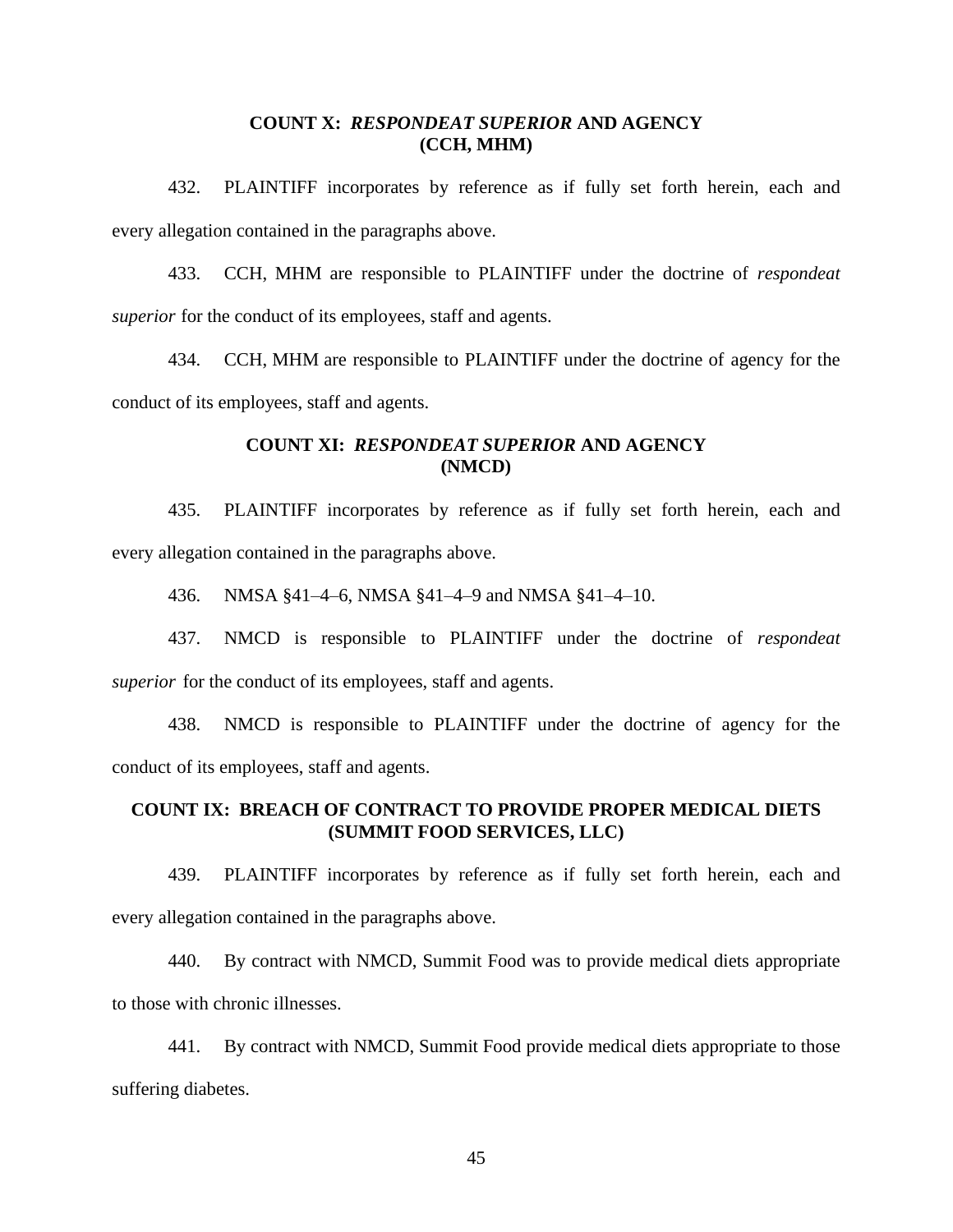## COUNT X: *RESPONDEAT SUPERIOR* AND AGENCY (CCH, MHM)

432. PLAINTIFF incorporates by reference as if fully set forth herein, each and every allegation contained in the paragraphs above.

433. CCH, MHM are responsible to PLAINTIFF under the doctrine of *respondeat superior* for the conduct of its employees, staff and agents.

434. CCH, MHM are responsible to PLAINTIFF under the doctrine of agency for the conduct of its employees, staff and agents.

## COUNT XI: *RESPONDEAT SUPERIOR* AND AGENCY (NMCD)

435. PLAINTIFF incorporates by reference as if fully set forth herein, each and every allegation contained in the paragraphs above.

436. NMSA §41–4–6, NMSA §41–4–9 and NMSA §41–4–10.

437. NMCD is responsible to PLAINTIFF under the doctrine of *respondeat superior* for the conduct of its employees, staff and agents.

438. NMCD is responsible to PLAINTIFF under the doctrine of agency for the conduct of its employees, staff and agents.

## COUNT IX: BREACH OF CONTRACT TO PROVIDE PROPER MEDICAL DIETS (SUMMIT FOOD SERVICES, LLC)

439. PLAINTIFF incorporates by reference as if fully set forth herein, each and every allegation contained in the paragraphs above.

440. By contract with NMCD, Summit Food was to provide medical diets appropriate to those with chronic illnesses.

441. By contract with NMCD, Summit Food provide medical diets appropriate to those suffering diabetes.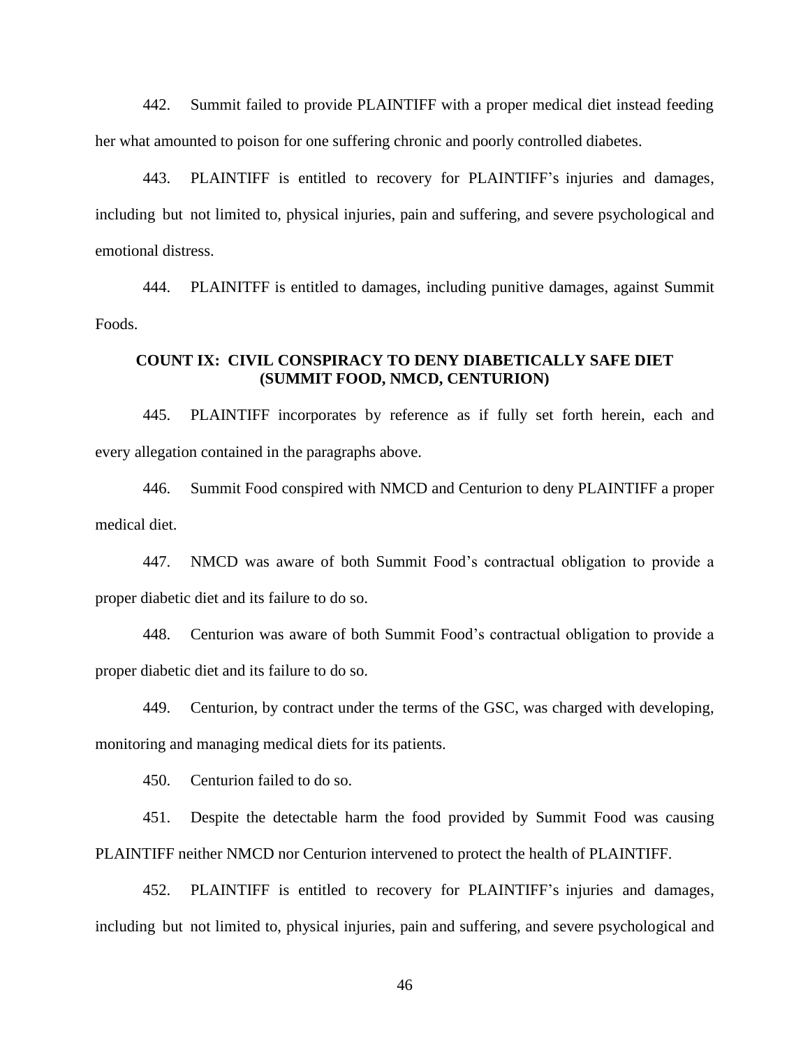442. Summit failed to provide PLAINTIFF with a proper medical diet instead feeding her what amounted to poison for one suffering chronic and poorly controlled diabetes.

443. PLAINTIFF is entitled to recovery for PLAINTIFF's injuries and damages, including but not limited to, physical injuries, pain and suffering, and severe psychological and emotional distress.

444. PLAINITFF is entitled to damages, including punitive damages, against Summit Foods.

## COUNT IX: CIVIL CONSPIRACY TO DENY DIABETICALLY SAFE DIET (SUMMIT FOOD, NMCD, CENTURION)

445. PLAINTIFF incorporates by reference as if fully set forth herein, each and every allegation contained in the paragraphs above.

446. Summit Food conspired with NMCD and Centurion to deny PLAINTIFF a proper medical diet.

447. NMCD was aware of both Summit Food's contractual obligation to provide a proper diabetic diet and its failure to do so.

448. Centurion was aware of both Summit Food's contractual obligation to provide a proper diabetic diet and its failure to do so.

449. Centurion, by contract under the terms of the GSC, was charged with developing, monitoring and managing medical diets for its patients.

450. Centurion failed to do so.

451. Despite the detectable harm the food provided by Summit Food was causing PLAINTIFF neither NMCD nor Centurion intervened to protect the health of PLAINTIFF.

452. PLAINTIFF is entitled to recovery for PLAINTIFF's injuries and damages, including but not limited to, physical injuries, pain and suffering, and severe psychological and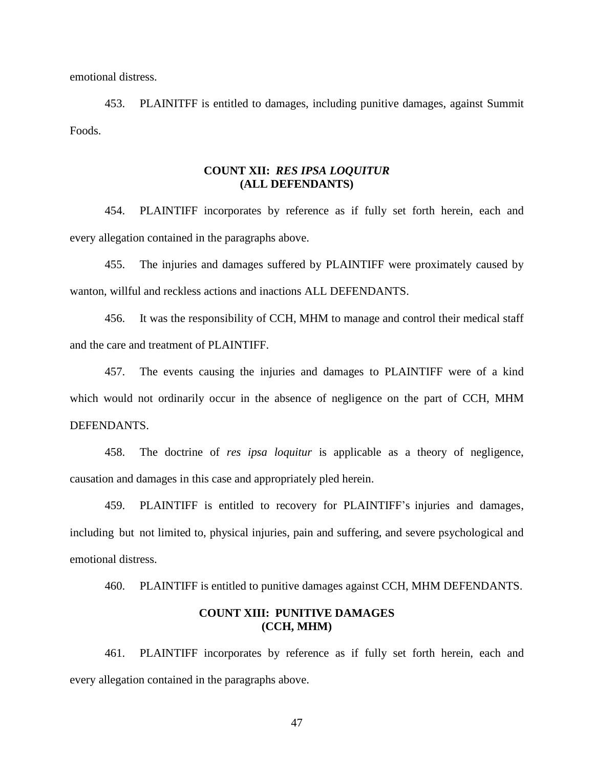emotional distress.

453. PLAINITFF is entitled to damages, including punitive damages, against Summit Foods.

**COUNT XII: *RES IPSA LOQUITUR***
**(ALL DEFENDANTS)**

454. PLAINTIFF incorporates by reference as if fully set forth herein, each and every allegation contained in the paragraphs above.

455. The injuries and damages suffered by PLAINTIFF were proximately caused by wanton, willful and reckless actions and inactions ALL DEFENDANTS.

456. It was the responsibility of CCH, MHM to manage and control their medical staff and the care and treatment of PLAINTIFF.

457. The events causing the injuries and damages to PLAINTIFF were of a kind which would not ordinarily occur in the absence of negligence on the part of CCH, MHM DEFENDANTS.

458. The doctrine of *res ipsa loquitur* is applicable as a theory of negligence, causation and damages in this case and appropriately pled herein.

459. PLAINTIFF is entitled to recovery for PLAINTIFF's injuries and damages, including but not limited to, physical injuries, pain and suffering, and severe psychological and emotional distress.

460. PLAINTIFF is entitled to punitive damages against CCH, MHM DEFENDANTS.

**COUNT XIII: PUNITIVE DAMAGES**
**(CCH, MHM)**

461. PLAINTIFF incorporates by reference as if fully set forth herein, each and every allegation contained in the paragraphs above.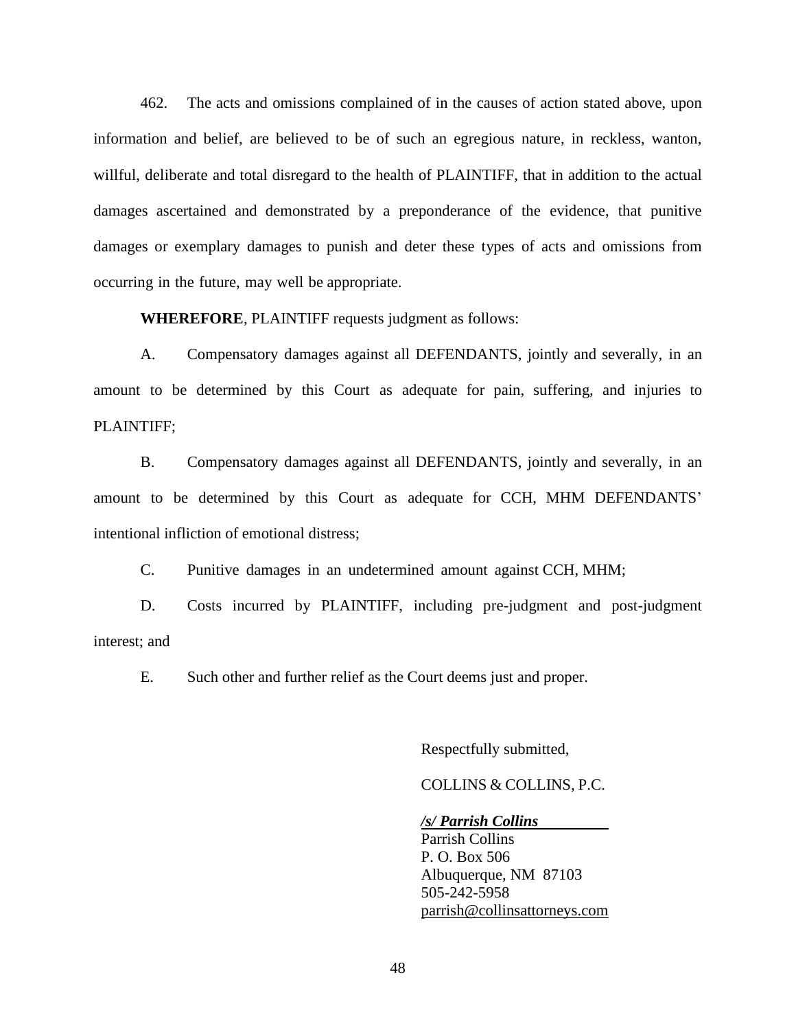462. The acts and omissions complained of in the causes of action stated above, upon information and belief, are believed to be of such an egregious nature, in reckless, wanton, willful, deliberate and total disregard to the health of PLAINTIFF, that in addition to the actual damages ascertained and demonstrated by a preponderance of the evidence, that punitive damages or exemplary damages to punish and deter these types of acts and omissions from occurring in the future, may well be appropriate.

**WHEREFORE**, PLAINTIFF requests judgment as follows:

A. Compensatory damages against all DEFENDANTS, jointly and severally, in an amount to be determined by this Court as adequate for pain, suffering, and injuries to PLAINTIFF;

B. Compensatory damages against all DEFENDANTS, jointly and severally, in an amount to be determined by this Court as adequate for CCH, MHM DEFENDANTS' intentional infliction of emotional distress;

C. Punitive damages in an undetermined amount against CCH, MHM;

D. Costs incurred by PLAINTIFF, including pre-judgment and post-judgment interest; and

E. Such other and further relief as the Court deems just and proper.

Respectfully submitted,

COLLINS & COLLINS, P.C.

***/s/ Parrish Collins***
Parrish Collins
P. O. Box 506
Albuquerque, NM 87103
505-242-5958
parrish@collinsattorneys.com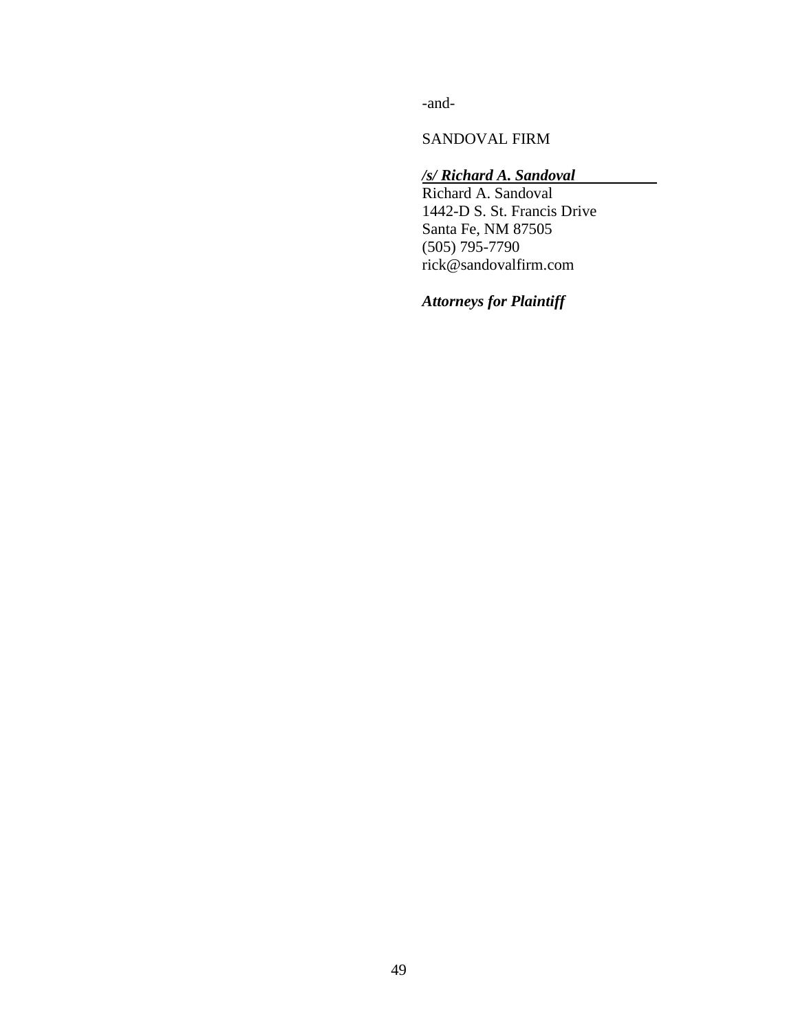-and-

SANDOVAL FIRM

***/s/ Richard A. Sandoval***

Richard A. Sandoval
1442-D S. St. Francis Drive
Santa Fe, NM 87505
(505) 795-7790
rick@sandovalfirm.com

***Attorneys for Plaintiff***